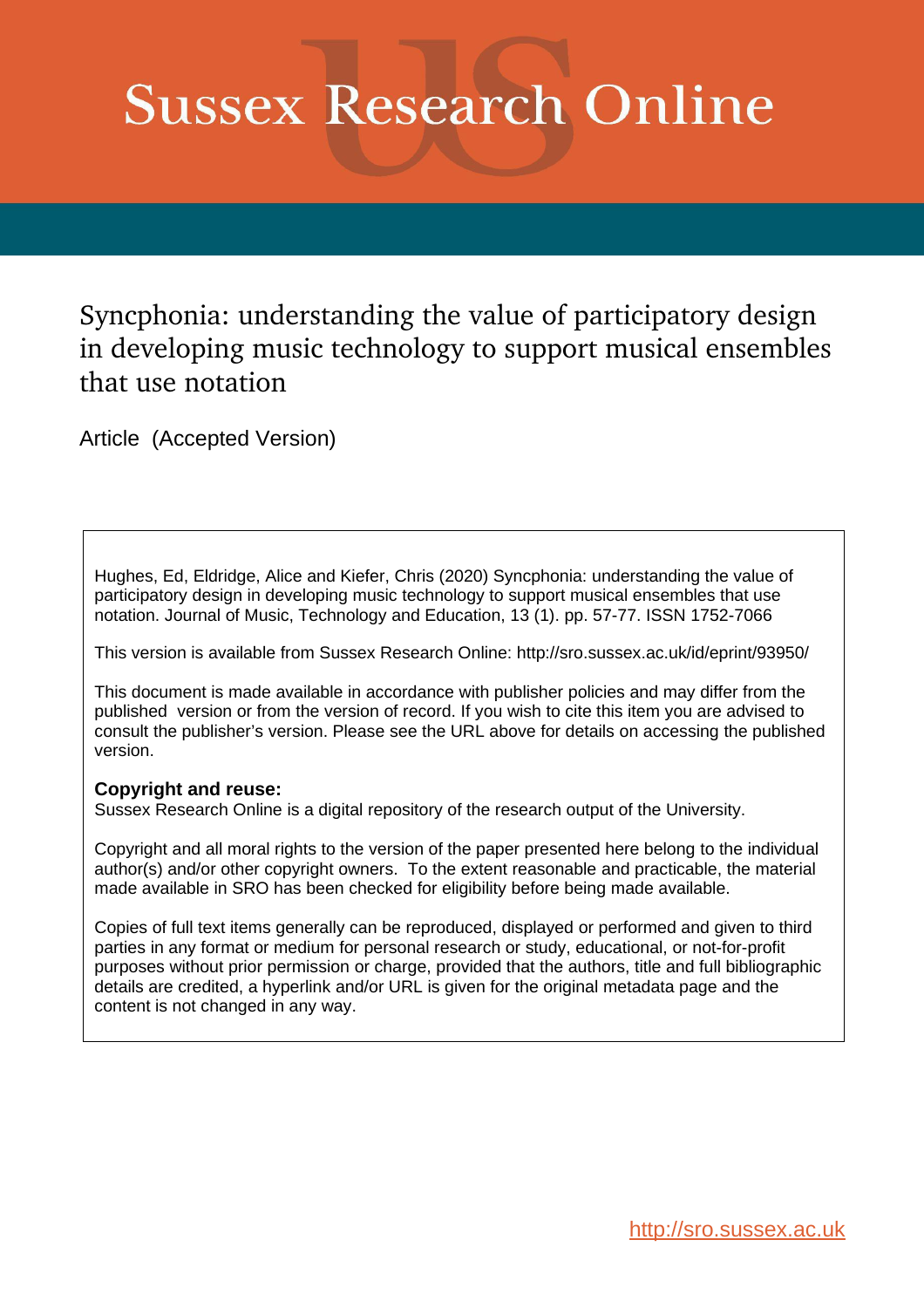# Sussex Research Online

## Syncphonia: understanding the value of participatory design in developing music technology to support musical ensembles that use notation

Article (Accepted Version)

Hughes, Ed, Eldridge, Alice and Kiefer, Chris (2020) Syncphonia: understanding the value of participatory design in developing music technology to support musical ensembles that use notation. Journal of Music, Technology and Education, 13 (1). pp. 57-77. ISSN 1752-7066

This version is available from Sussex Research Online: http://sro.sussex.ac.uk/id/eprint/93950/

This document is made available in accordance with publisher policies and may differ from the published version or from the version of record. If you wish to cite this item you are advised to consult the publisher's version. Please see the URL above for details on accessing the published version.

**Copyright and reuse:**
Sussex Research Online is a digital repository of the research output of the University.

Copyright and all moral rights to the version of the paper presented here belong to the individual author(s) and/or other copyright owners. To the extent reasonable and practicable, the material made available in SRO has been checked for eligibility before being made available.

Copies of full text items generally can be reproduced, displayed or performed and given to third parties in any format or medium for personal research or study, educational, or not-for-profit purposes without prior permission or charge, provided that the authors, title and full bibliographic details are credited, a hyperlink and/or URL is given for the original metadata page and the content is not changed in any way.

http://sro.sussex.ac.uk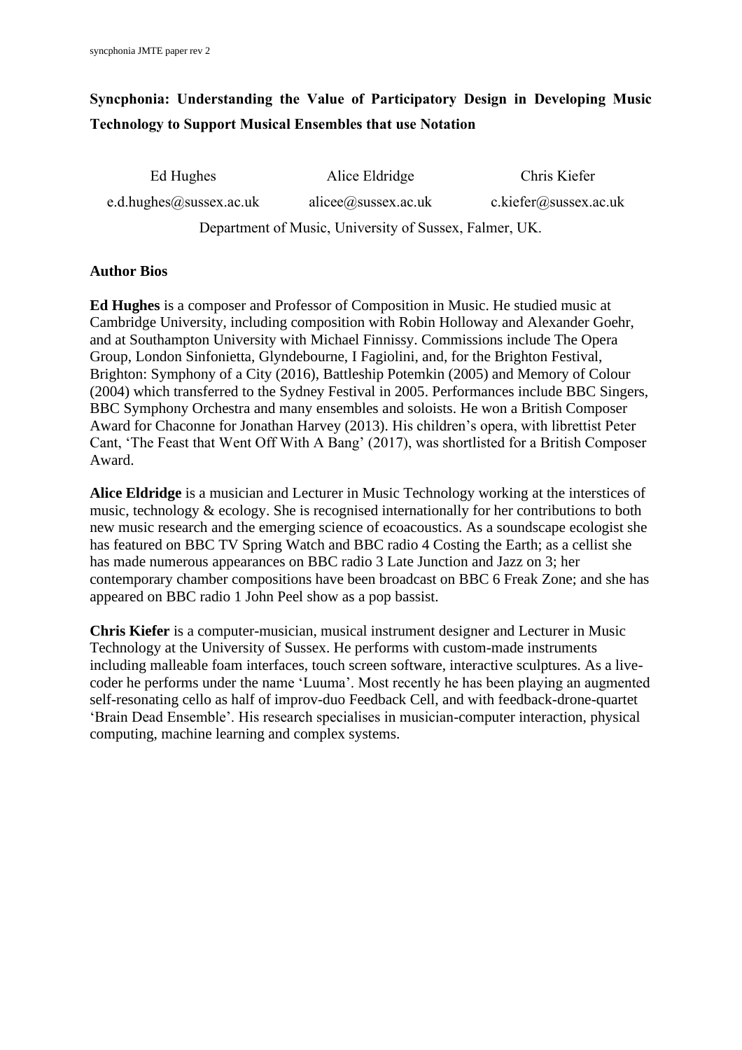# Syncphonia: Understanding the Value of Participatory Design in Developing Music Technology to Support Musical Ensembles that use Notation

Ed Hughes — e.d.hughes@sussex.ac.uk

Alice Eldridge — alicee@sussex.ac.uk

Chris Kiefer — c.kiefer@sussex.ac.uk

Department of Music, University of Sussex, Falmer, UK.

## Author Bios

**Ed Hughes** is a composer and Professor of Composition in Music. He studied music at Cambridge University, including composition with Robin Holloway and Alexander Goehr, and at Southampton University with Michael Finnissy. Commissions include The Opera Group, London Sinfonietta, Glyndebourne, I Fagiolini, and, for the Brighton Festival, Brighton: Symphony of a City (2016), Battleship Potemkin (2005) and Memory of Colour (2004) which transferred to the Sydney Festival in 2005. Performances include BBC Singers, BBC Symphony Orchestra and many ensembles and soloists. He won a British Composer Award for Chaconne for Jonathan Harvey (2013). His children's opera, with librettist Peter Cant, 'The Feast that Went Off With A Bang' (2017), was shortlisted for a British Composer Award.

**Alice Eldridge** is a musician and Lecturer in Music Technology working at the interstices of music, technology & ecology. She is recognised internationally for her contributions to both new music research and the emerging science of ecoacoustics. As a soundscape ecologist she has featured on BBC TV Spring Watch and BBC radio 4 Costing the Earth; as a cellist she has made numerous appearances on BBC radio 3 Late Junction and Jazz on 3; her contemporary chamber compositions have been broadcast on BBC 6 Freak Zone; and she has appeared on BBC radio 1 John Peel show as a pop bassist.

**Chris Kiefer** is a computer-musician, musical instrument designer and Lecturer in Music Technology at the University of Sussex. He performs with custom-made instruments including malleable foam interfaces, touch screen software, interactive sculptures. As a live-coder he performs under the name 'Luuma'. Most recently he has been playing an augmented self-resonating cello as half of improv-duo Feedback Cell, and with feedback-drone-quartet 'Brain Dead Ensemble'. His research specialises in musician-computer interaction, physical computing, machine learning and complex systems.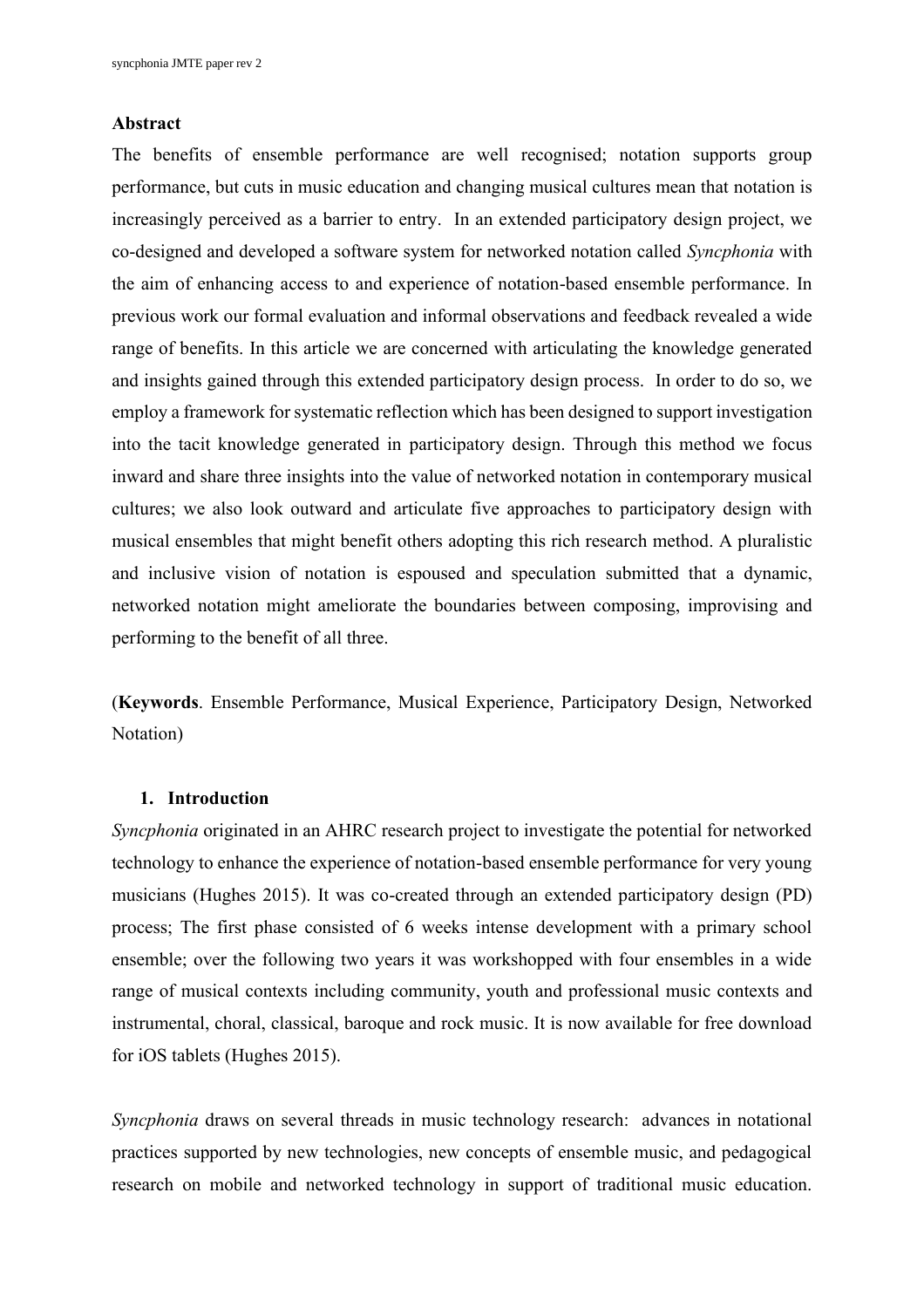## Abstract

The benefits of ensemble performance are well recognised; notation supports group performance, but cuts in music education and changing musical cultures mean that notation is increasingly perceived as a barrier to entry. In an extended participatory design project, we co-designed and developed a software system for networked notation called *Syncphonia* with the aim of enhancing access to and experience of notation-based ensemble performance. In previous work our formal evaluation and informal observations and feedback revealed a wide range of benefits. In this article we are concerned with articulating the knowledge generated and insights gained through this extended participatory design process. In order to do so, we employ a framework for systematic reflection which has been designed to support investigation into the tacit knowledge generated in participatory design. Through this method we focus inward and share three insights into the value of networked notation in contemporary musical cultures; we also look outward and articulate five approaches to participatory design with musical ensembles that might benefit others adopting this rich research method. A pluralistic and inclusive vision of notation is espoused and speculation submitted that a dynamic, networked notation might ameliorate the boundaries between composing, improvising and performing to the benefit of all three.

(**Keywords**. Ensemble Performance, Musical Experience, Participatory Design, Networked Notation)

## 1. Introduction

*Syncphonia* originated in an AHRC research project to investigate the potential for networked technology to enhance the experience of notation-based ensemble performance for very young musicians (Hughes 2015). It was co-created through an extended participatory design (PD) process; The first phase consisted of 6 weeks intense development with a primary school ensemble; over the following two years it was workshopped with four ensembles in a wide range of musical contexts including community, youth and professional music contexts and instrumental, choral, classical, baroque and rock music. It is now available for free download for iOS tablets (Hughes 2015).

*Syncphonia* draws on several threads in music technology research: advances in notational practices supported by new technologies, new concepts of ensemble music, and pedagogical research on mobile and networked technology in support of traditional music education.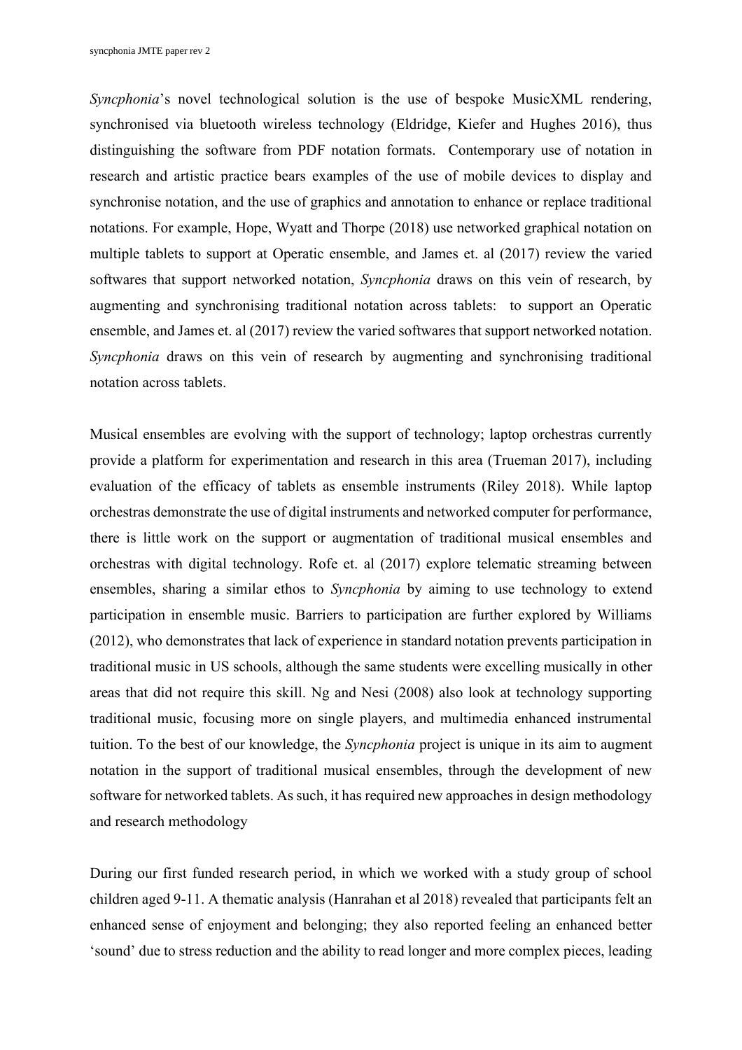*Syncphonia*'s novel technological solution is the use of bespoke MusicXML rendering, synchronised via bluetooth wireless technology (Eldridge, Kiefer and Hughes 2016), thus distinguishing the software from PDF notation formats. Contemporary use of notation in research and artistic practice bears examples of the use of mobile devices to display and synchronise notation, and the use of graphics and annotation to enhance or replace traditional notations. For example, Hope, Wyatt and Thorpe (2018) use networked graphical notation on multiple tablets to support at Operatic ensemble, and James et. al (2017) review the varied softwares that support networked notation, *Syncphonia* draws on this vein of research, by augmenting and synchronising traditional notation across tablets: to support an Operatic ensemble, and James et. al (2017) review the varied softwares that support networked notation. *Syncphonia* draws on this vein of research by augmenting and synchronising traditional notation across tablets.

Musical ensembles are evolving with the support of technology; laptop orchestras currently provide a platform for experimentation and research in this area (Trueman 2017), including evaluation of the efficacy of tablets as ensemble instruments (Riley 2018). While laptop orchestras demonstrate the use of digital instruments and networked computer for performance, there is little work on the support or augmentation of traditional musical ensembles and orchestras with digital technology. Rofe et. al (2017) explore telematic streaming between ensembles, sharing a similar ethos to *Syncphonia* by aiming to use technology to extend participation in ensemble music. Barriers to participation are further explored by Williams (2012), who demonstrates that lack of experience in standard notation prevents participation in traditional music in US schools, although the same students were excelling musically in other areas that did not require this skill. Ng and Nesi (2008) also look at technology supporting traditional music, focusing more on single players, and multimedia enhanced instrumental tuition. To the best of our knowledge, the *Syncphonia* project is unique in its aim to augment notation in the support of traditional musical ensembles, through the development of new software for networked tablets. As such, it has required new approaches in design methodology and research methodology

During our first funded research period, in which we worked with a study group of school children aged 9-11. A thematic analysis (Hanrahan et al 2018) revealed that participants felt an enhanced sense of enjoyment and belonging; they also reported feeling an enhanced better 'sound' due to stress reduction and the ability to read longer and more complex pieces, leading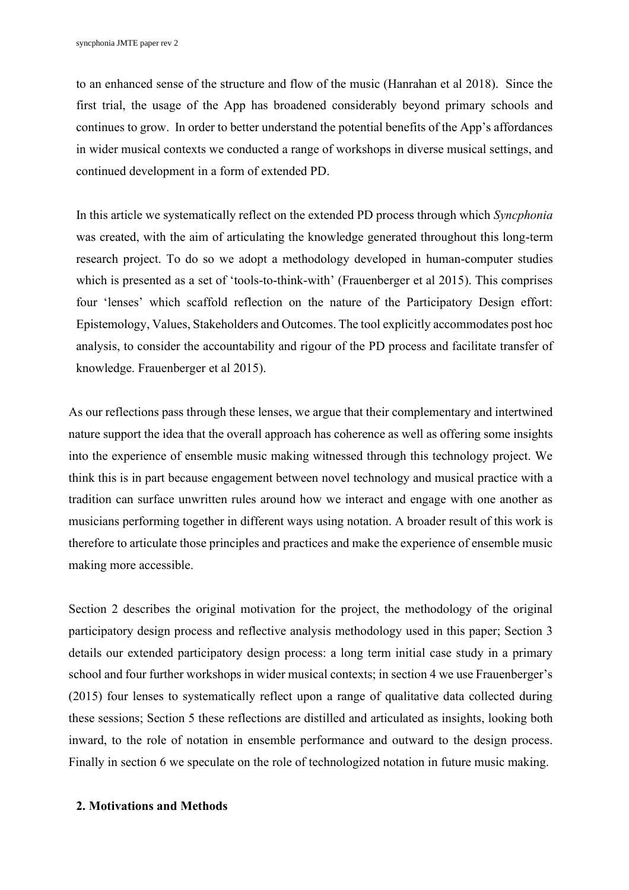to an enhanced sense of the structure and flow of the music (Hanrahan et al 2018). Since the first trial, the usage of the App has broadened considerably beyond primary schools and continues to grow. In order to better understand the potential benefits of the App's affordances in wider musical contexts we conducted a range of workshops in diverse musical settings, and continued development in a form of extended PD.

In this article we systematically reflect on the extended PD process through which *Syncphonia* was created, with the aim of articulating the knowledge generated throughout this long-term research project. To do so we adopt a methodology developed in human-computer studies which is presented as a set of 'tools-to-think-with' (Frauenberger et al 2015). This comprises four 'lenses' which scaffold reflection on the nature of the Participatory Design effort: Epistemology, Values, Stakeholders and Outcomes. The tool explicitly accommodates post hoc analysis, to consider the accountability and rigour of the PD process and facilitate transfer of knowledge. Frauenberger et al 2015).

As our reflections pass through these lenses, we argue that their complementary and intertwined nature support the idea that the overall approach has coherence as well as offering some insights into the experience of ensemble music making witnessed through this technology project. We think this is in part because engagement between novel technology and musical practice with a tradition can surface unwritten rules around how we interact and engage with one another as musicians performing together in different ways using notation. A broader result of this work is therefore to articulate those principles and practices and make the experience of ensemble music making more accessible.

Section 2 describes the original motivation for the project, the methodology of the original participatory design process and reflective analysis methodology used in this paper; Section 3 details our extended participatory design process: a long term initial case study in a primary school and four further workshops in wider musical contexts; in section 4 we use Frauenberger's (2015) four lenses to systematically reflect upon a range of qualitative data collected during these sessions; Section 5 these reflections are distilled and articulated as insights, looking both inward, to the role of notation in ensemble performance and outward to the design process. Finally in section 6 we speculate on the role of technologized notation in future music making.

## 2. Motivations and Methods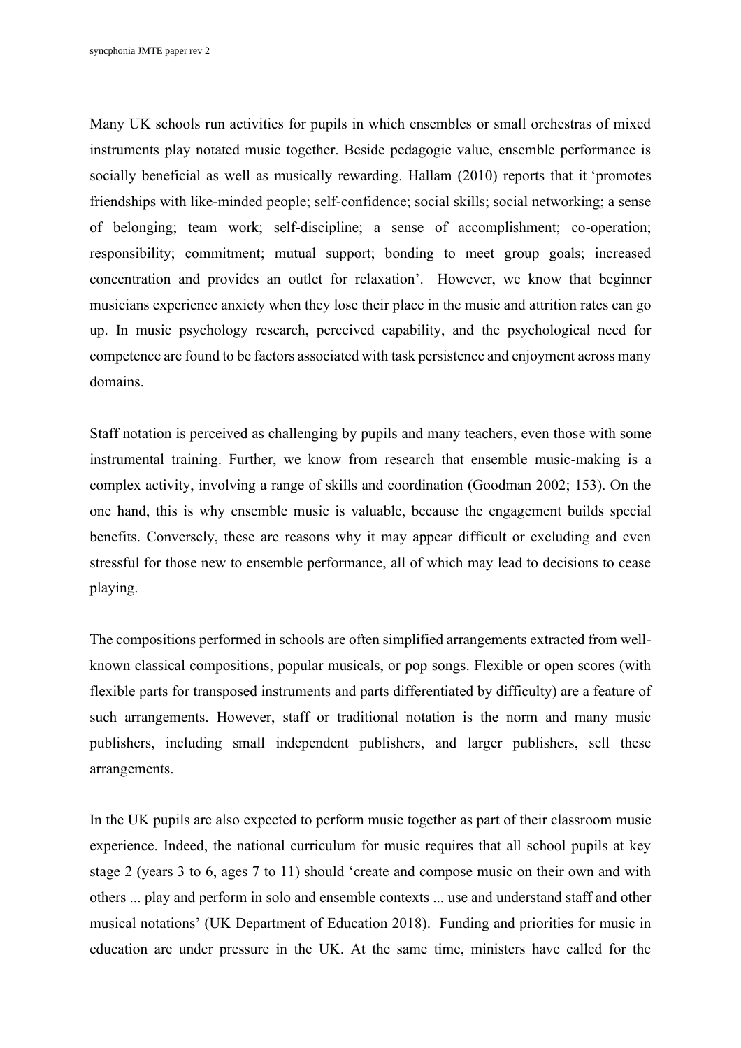Many UK schools run activities for pupils in which ensembles or small orchestras of mixed instruments play notated music together. Beside pedagogic value, ensemble performance is socially beneficial as well as musically rewarding. Hallam (2010) reports that it 'promotes friendships with like-minded people; self-confidence; social skills; social networking; a sense of belonging; team work; self-discipline; a sense of accomplishment; co-operation; responsibility; commitment; mutual support; bonding to meet group goals; increased concentration and provides an outlet for relaxation'. However, we know that beginner musicians experience anxiety when they lose their place in the music and attrition rates can go up. In music psychology research, perceived capability, and the psychological need for competence are found to be factors associated with task persistence and enjoyment across many domains.

Staff notation is perceived as challenging by pupils and many teachers, even those with some instrumental training. Further, we know from research that ensemble music-making is a complex activity, involving a range of skills and coordination (Goodman 2002; 153). On the one hand, this is why ensemble music is valuable, because the engagement builds special benefits. Conversely, these are reasons why it may appear difficult or excluding and even stressful for those new to ensemble performance, all of which may lead to decisions to cease playing.

The compositions performed in schools are often simplified arrangements extracted from well-known classical compositions, popular musicals, or pop songs. Flexible or open scores (with flexible parts for transposed instruments and parts differentiated by difficulty) are a feature of such arrangements. However, staff or traditional notation is the norm and many music publishers, including small independent publishers, and larger publishers, sell these arrangements.

In the UK pupils are also expected to perform music together as part of their classroom music experience. Indeed, the national curriculum for music requires that all school pupils at key stage 2 (years 3 to 6, ages 7 to 11) should 'create and compose music on their own and with others ... play and perform in solo and ensemble contexts ... use and understand staff and other musical notations' (UK Department of Education 2018). Funding and priorities for music in education are under pressure in the UK. At the same time, ministers have called for the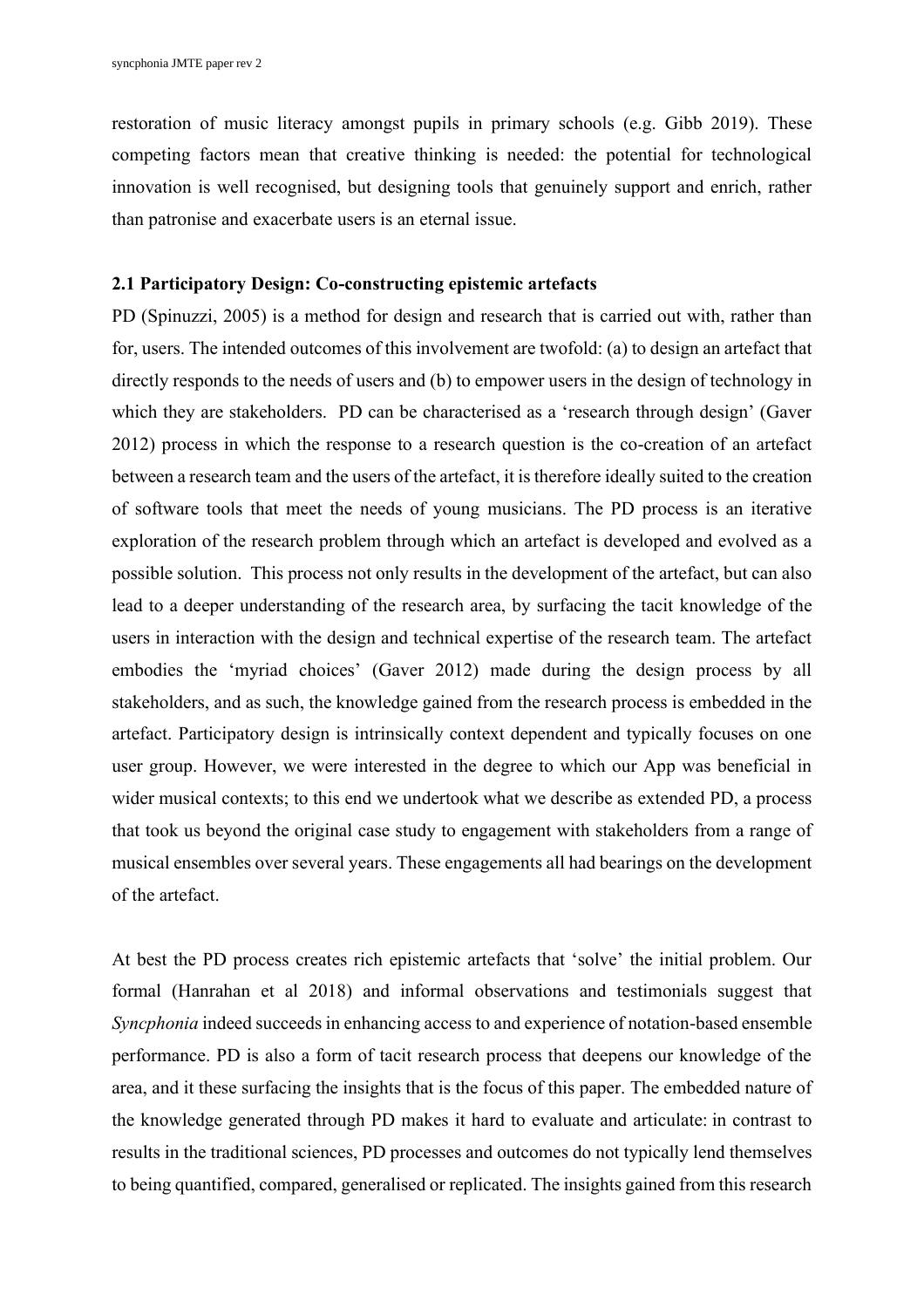restoration of music literacy amongst pupils in primary schools (e.g. Gibb 2019). These competing factors mean that creative thinking is needed: the potential for technological innovation is well recognised, but designing tools that genuinely support and enrich, rather than patronise and exacerbate users is an eternal issue.

### 2.1 Participatory Design: Co-constructing epistemic artefacts

PD (Spinuzzi, 2005) is a method for design and research that is carried out with, rather than for, users. The intended outcomes of this involvement are twofold: (a) to design an artefact that directly responds to the needs of users and (b) to empower users in the design of technology in which they are stakeholders. PD can be characterised as a 'research through design' (Gaver 2012) process in which the response to a research question is the co-creation of an artefact between a research team and the users of the artefact, it is therefore ideally suited to the creation of software tools that meet the needs of young musicians. The PD process is an iterative exploration of the research problem through which an artefact is developed and evolved as a possible solution. This process not only results in the development of the artefact, but can also lead to a deeper understanding of the research area, by surfacing the tacit knowledge of the users in interaction with the design and technical expertise of the research team. The artefact embodies the 'myriad choices' (Gaver 2012) made during the design process by all stakeholders, and as such, the knowledge gained from the research process is embedded in the artefact. Participatory design is intrinsically context dependent and typically focuses on one user group. However, we were interested in the degree to which our App was beneficial in wider musical contexts; to this end we undertook what we describe as extended PD, a process that took us beyond the original case study to engagement with stakeholders from a range of musical ensembles over several years. These engagements all had bearings on the development of the artefact.

At best the PD process creates rich epistemic artefacts that 'solve' the initial problem. Our formal (Hanrahan et al 2018) and informal observations and testimonials suggest that *Syncphonia* indeed succeeds in enhancing access to and experience of notation-based ensemble performance. PD is also a form of tacit research process that deepens our knowledge of the area, and it these surfacing the insights that is the focus of this paper. The embedded nature of the knowledge generated through PD makes it hard to evaluate and articulate: in contrast to results in the traditional sciences, PD processes and outcomes do not typically lend themselves to being quantified, compared, generalised or replicated. The insights gained from this research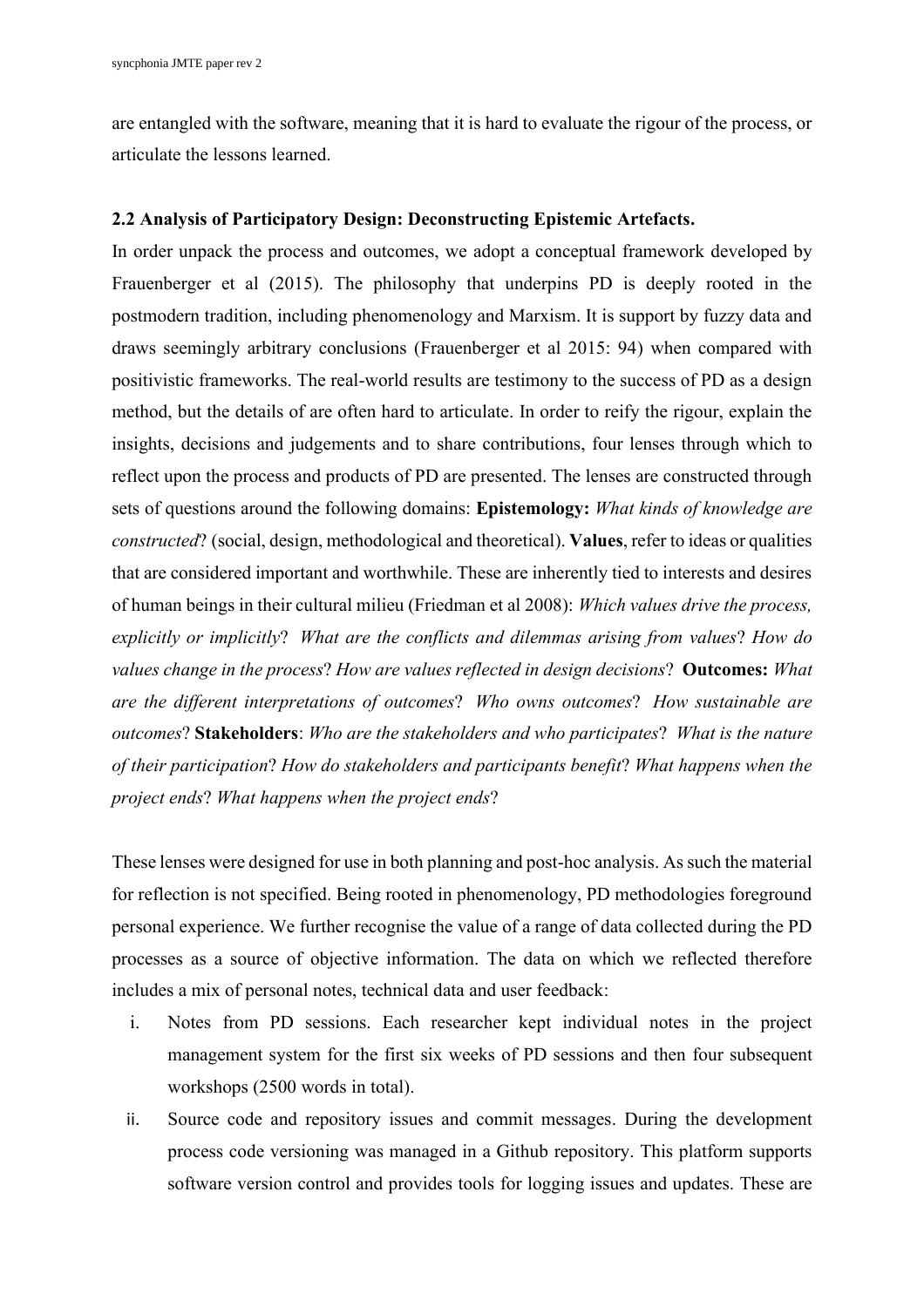are entangled with the software, meaning that it is hard to evaluate the rigour of the process, or articulate the lessons learned.

### 2.2 Analysis of Participatory Design: Deconstructing Epistemic Artefacts.

In order unpack the process and outcomes, we adopt a conceptual framework developed by Frauenberger et al (2015). The philosophy that underpins PD is deeply rooted in the postmodern tradition, including phenomenology and Marxism. It is support by fuzzy data and draws seemingly arbitrary conclusions (Frauenberger et al 2015: 94) when compared with positivistic frameworks. The real-world results are testimony to the success of PD as a design method, but the details of are often hard to articulate. In order to reify the rigour, explain the insights, decisions and judgements and to share contributions, four lenses through which to reflect upon the process and products of PD are presented. The lenses are constructed through sets of questions around the following domains: **Epistemology:** *What kinds of knowledge are constructed*? (social, design, methodological and theoretical). **Values**, refer to ideas or qualities that are considered important and worthwhile. These are inherently tied to interests and desires of human beings in their cultural milieu (Friedman et al 2008): *Which values drive the process, explicitly or implicitly*? *What are the conflicts and dilemmas arising from values*? *How do values change in the process*? *How are values reflected in design decisions*? **Outcomes:** *What are the different interpretations of outcomes*? *Who owns outcomes*? *How sustainable are outcomes*? **Stakeholders**: *Who are the stakeholders and who participates*? *What is the nature of their participation*? *How do stakeholders and participants benefit*? *What happens when the project ends*? *What happens when the project ends*?

These lenses were designed for use in both planning and post-hoc analysis. As such the material for reflection is not specified. Being rooted in phenomenology, PD methodologies foreground personal experience. We further recognise the value of a range of data collected during the PD processes as a source of objective information. The data on which we reflected therefore includes a mix of personal notes, technical data and user feedback:

i. Notes from PD sessions. Each researcher kept individual notes in the project management system for the first six weeks of PD sessions and then four subsequent workshops (2500 words in total).
ii. Source code and repository issues and commit messages. During the development process code versioning was managed in a Github repository. This platform supports software version control and provides tools for logging issues and updates. These are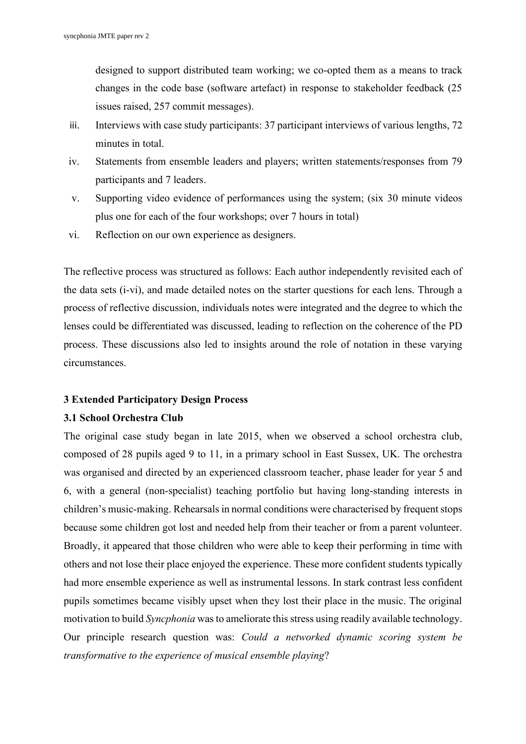designed to support distributed team working; we co-opted them as a means to track changes in the code base (software artefact) in response to stakeholder feedback (25 issues raised, 257 commit messages).

iii. Interviews with case study participants: 37 participant interviews of various lengths, 72 minutes in total.

iv. Statements from ensemble leaders and players; written statements/responses from 79 participants and 7 leaders.

v. Supporting video evidence of performances using the system; (six 30 minute videos plus one for each of the four workshops; over 7 hours in total)

vi. Reflection on our own experience as designers.

The reflective process was structured as follows: Each author independently revisited each of the data sets (i-vi), and made detailed notes on the starter questions for each lens. Through a process of reflective discussion, individuals notes were integrated and the degree to which the lenses could be differentiated was discussed, leading to reflection on the coherence of the PD process. These discussions also led to insights around the role of notation in these varying circumstances.

## 3 Extended Participatory Design Process

### 3.1 School Orchestra Club

The original case study began in late 2015, when we observed a school orchestra club, composed of 28 pupils aged 9 to 11, in a primary school in East Sussex, UK. The orchestra was organised and directed by an experienced classroom teacher, phase leader for year 5 and 6, with a general (non-specialist) teaching portfolio but having long-standing interests in children's music-making. Rehearsals in normal conditions were characterised by frequent stops because some children got lost and needed help from their teacher or from a parent volunteer. Broadly, it appeared that those children who were able to keep their performing in time with others and not lose their place enjoyed the experience. These more confident students typically had more ensemble experience as well as instrumental lessons. In stark contrast less confident pupils sometimes became visibly upset when they lost their place in the music. The original motivation to build *Syncphonia* was to ameliorate this stress using readily available technology. Our principle research question was: *Could a networked dynamic scoring system be transformative to the experience of musical ensemble playing*?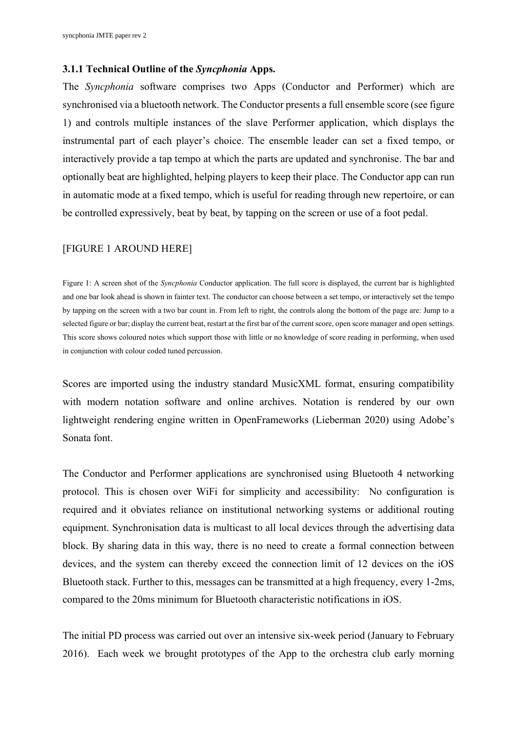### 3.1.1 Technical Outline of the *Syncphonia* Apps.

The *Syncphonia* software comprises two Apps (Conductor and Performer) which are synchronised via a bluetooth network. The Conductor presents a full ensemble score (see figure 1) and controls multiple instances of the slave Performer application, which displays the instrumental part of each player's choice. The ensemble leader can set a fixed tempo, or interactively provide a tap tempo at which the parts are updated and synchronise. The bar and optionally beat are highlighted, helping players to keep their place. The Conductor app can run in automatic mode at a fixed tempo, which is useful for reading through new repertoire, or can be controlled expressively, beat by beat, by tapping on the screen or use of a foot pedal.

[FIGURE 1 AROUND HERE]

Figure 1: A screen shot of the *Syncphonia* Conductor application. The full score is displayed, the current bar is highlighted and one bar look ahead is shown in fainter text. The conductor can choose between a set tempo, or interactively set the tempo by tapping on the screen with a two bar count in. From left to right, the controls along the bottom of the page are: Jump to a selected figure or bar; display the current beat, restart at the first bar of the current score, open score manager and open settings. This score shows coloured notes which support those with little or no knowledge of score reading in performing, when used in conjunction with colour coded tuned percussion.

Scores are imported using the industry standard MusicXML format, ensuring compatibility with modern notation software and online archives. Notation is rendered by our own lightweight rendering engine written in OpenFrameworks (Lieberman 2020) using Adobe's Sonata font.

The Conductor and Performer applications are synchronised using Bluetooth 4 networking protocol. This is chosen over WiFi for simplicity and accessibility: No configuration is required and it obviates reliance on institutional networking systems or additional routing equipment. Synchronisation data is multicast to all local devices through the advertising data block. By sharing data in this way, there is no need to create a formal connection between devices, and the system can thereby exceed the connection limit of 12 devices on the iOS Bluetooth stack. Further to this, messages can be transmitted at a high frequency, every 1-2ms, compared to the 20ms minimum for Bluetooth characteristic notifications in iOS.

The initial PD process was carried out over an intensive six-week period (January to February 2016). Each week we brought prototypes of the App to the orchestra club early morning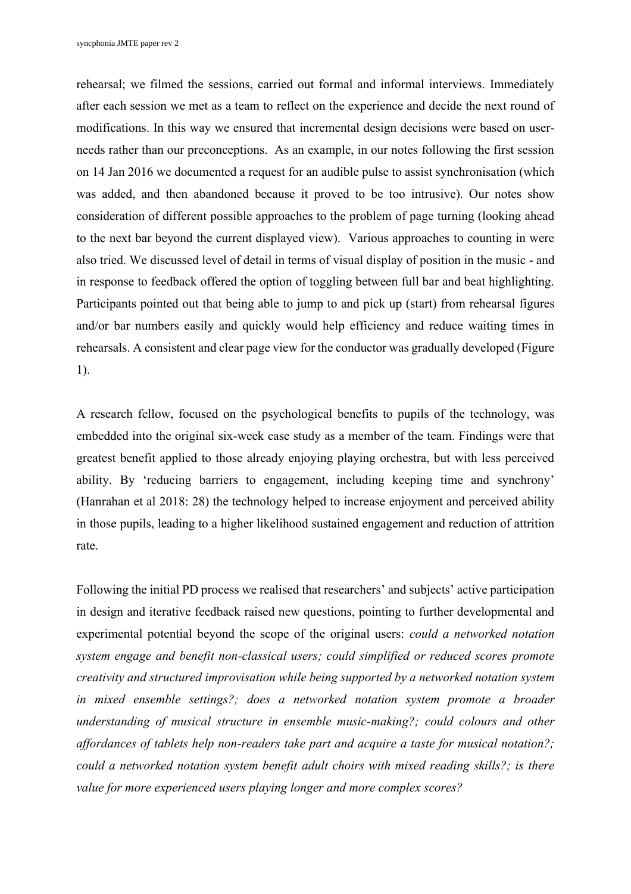rehearsal; we filmed the sessions, carried out formal and informal interviews. Immediately after each session we met as a team to reflect on the experience and decide the next round of modifications. In this way we ensured that incremental design decisions were based on user-needs rather than our preconceptions. As an example, in our notes following the first session on 14 Jan 2016 we documented a request for an audible pulse to assist synchronisation (which was added, and then abandoned because it proved to be too intrusive). Our notes show consideration of different possible approaches to the problem of page turning (looking ahead to the next bar beyond the current displayed view). Various approaches to counting in were also tried. We discussed level of detail in terms of visual display of position in the music - and in response to feedback offered the option of toggling between full bar and beat highlighting. Participants pointed out that being able to jump to and pick up (start) from rehearsal figures and/or bar numbers easily and quickly would help efficiency and reduce waiting times in rehearsals. A consistent and clear page view for the conductor was gradually developed (Figure 1).

A research fellow, focused on the psychological benefits to pupils of the technology, was embedded into the original six-week case study as a member of the team. Findings were that greatest benefit applied to those already enjoying playing orchestra, but with less perceived ability. By 'reducing barriers to engagement, including keeping time and synchrony' (Hanrahan et al 2018: 28) the technology helped to increase enjoyment and perceived ability in those pupils, leading to a higher likelihood sustained engagement and reduction of attrition rate.

Following the initial PD process we realised that researchers' and subjects' active participation in design and iterative feedback raised new questions, pointing to further developmental and experimental potential beyond the scope of the original users: *could a networked notation system engage and benefit non-classical users; could simplified or reduced scores promote creativity and structured improvisation while being supported by a networked notation system in mixed ensemble settings?; does a networked notation system promote a broader understanding of musical structure in ensemble music-making?; could colours and other affordances of tablets help non-readers take part and acquire a taste for musical notation?; could a networked notation system benefit adult choirs with mixed reading skills?; is there value for more experienced users playing longer and more complex scores?*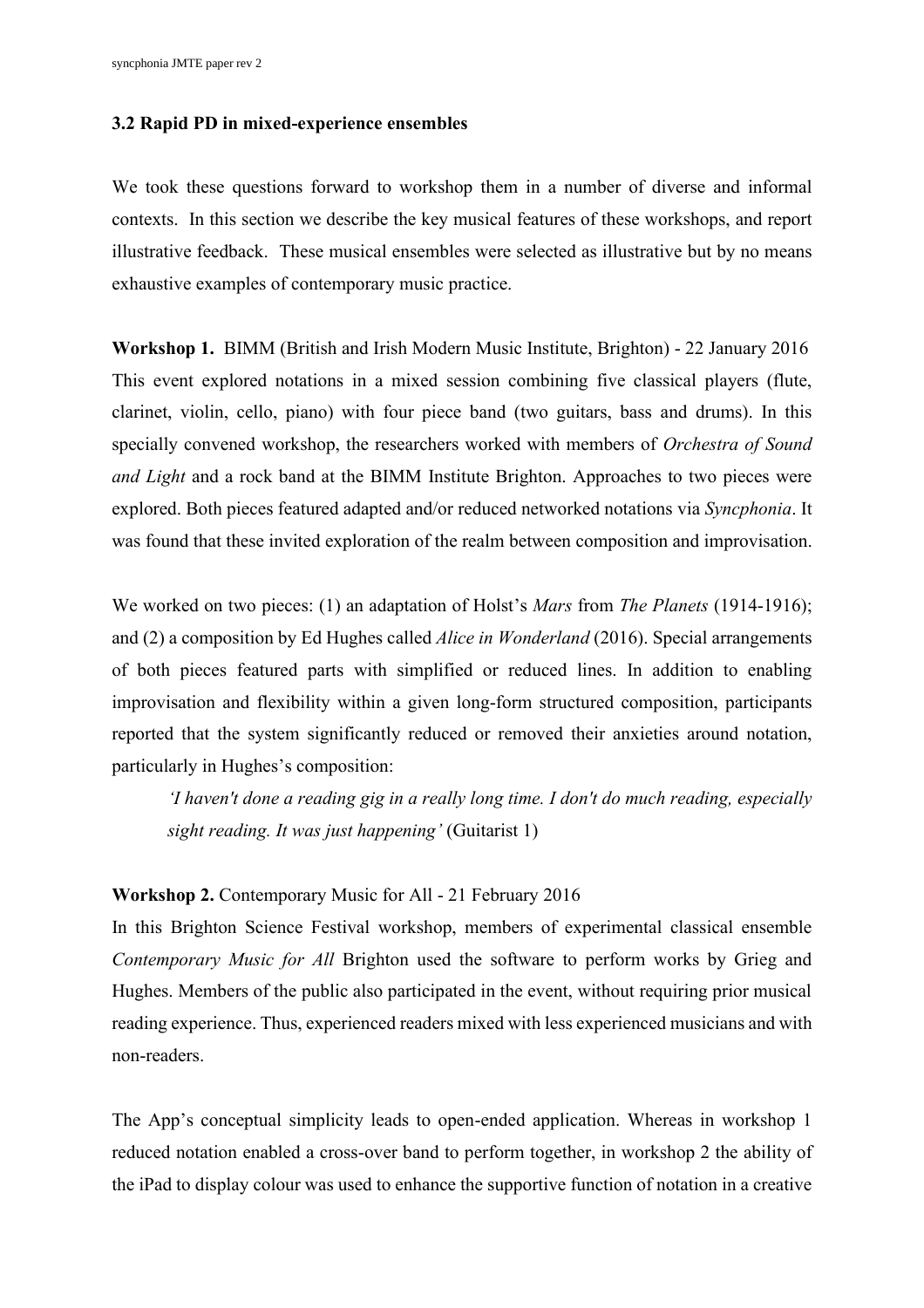### 3.2 Rapid PD in mixed-experience ensembles

We took these questions forward to workshop them in a number of diverse and informal contexts. In this section we describe the key musical features of these workshops, and report illustrative feedback. These musical ensembles were selected as illustrative but by no means exhaustive examples of contemporary music practice.

**Workshop 1.** BIMM (British and Irish Modern Music Institute, Brighton) - 22 January 2016
This event explored notations in a mixed session combining five classical players (flute, clarinet, violin, cello, piano) with four piece band (two guitars, bass and drums). In this specially convened workshop, the researchers worked with members of *Orchestra of Sound and Light* and a rock band at the BIMM Institute Brighton. Approaches to two pieces were explored. Both pieces featured adapted and/or reduced networked notations via *Syncphonia*. It was found that these invited exploration of the realm between composition and improvisation.

We worked on two pieces: (1) an adaptation of Holst's *Mars* from *The Planets* (1914-1916); and (2) a composition by Ed Hughes called *Alice in Wonderland* (2016). Special arrangements of both pieces featured parts with simplified or reduced lines. In addition to enabling improvisation and flexibility within a given long-form structured composition, participants reported that the system significantly reduced or removed their anxieties around notation, particularly in Hughes's composition:

> *'I haven't done a reading gig in a really long time. I don't do much reading, especially sight reading. It was just happening'* (Guitarist 1)

**Workshop 2.** Contemporary Music for All - 21 February 2016
In this Brighton Science Festival workshop, members of experimental classical ensemble *Contemporary Music for All* Brighton used the software to perform works by Grieg and Hughes. Members of the public also participated in the event, without requiring prior musical reading experience. Thus, experienced readers mixed with less experienced musicians and with non-readers.

The App's conceptual simplicity leads to open-ended application. Whereas in workshop 1 reduced notation enabled a cross-over band to perform together, in workshop 2 the ability of the iPad to display colour was used to enhance the supportive function of notation in a creative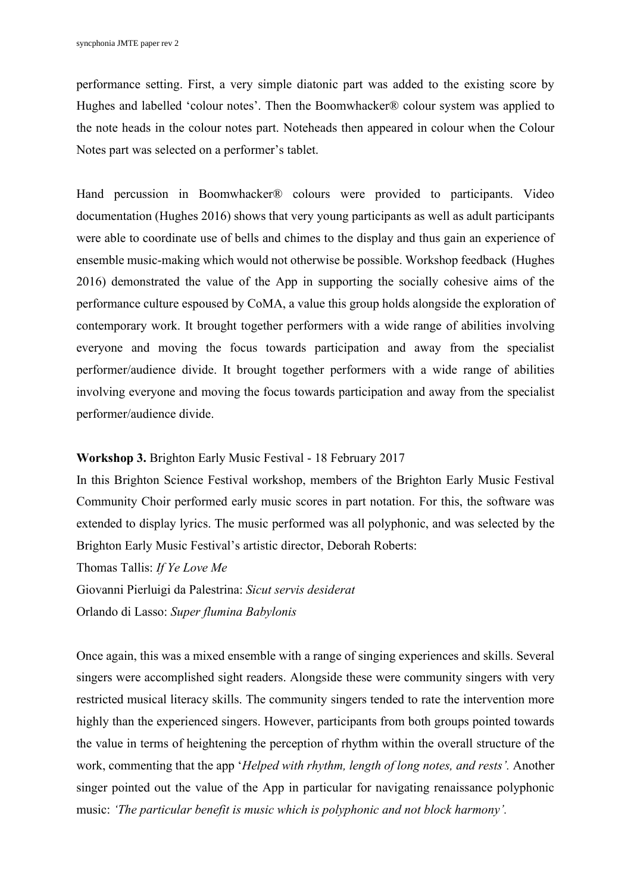performance setting. First, a very simple diatonic part was added to the existing score by Hughes and labelled 'colour notes'. Then the Boomwhacker® colour system was applied to the note heads in the colour notes part. Noteheads then appeared in colour when the Colour Notes part was selected on a performer's tablet.

Hand percussion in Boomwhacker® colours were provided to participants. Video documentation (Hughes 2016) shows that very young participants as well as adult participants were able to coordinate use of bells and chimes to the display and thus gain an experience of ensemble music-making which would not otherwise be possible. Workshop feedback (Hughes 2016) demonstrated the value of the App in supporting the socially cohesive aims of the performance culture espoused by CoMA, a value this group holds alongside the exploration of contemporary work. It brought together performers with a wide range of abilities involving everyone and moving the focus towards participation and away from the specialist performer/audience divide. It brought together performers with a wide range of abilities involving everyone and moving the focus towards participation and away from the specialist performer/audience divide.

**Workshop 3.** Brighton Early Music Festival - 18 February 2017

In this Brighton Science Festival workshop, members of the Brighton Early Music Festival Community Choir performed early music scores in part notation. For this, the software was extended to display lyrics. The music performed was all polyphonic, and was selected by the Brighton Early Music Festival's artistic director, Deborah Roberts:

Thomas Tallis: *If Ye Love Me*

Giovanni Pierluigi da Palestrina: *Sicut servis desiderat*

Orlando di Lasso: *Super flumina Babylonis*

Once again, this was a mixed ensemble with a range of singing experiences and skills. Several singers were accomplished sight readers. Alongside these were community singers with very restricted musical literacy skills. The community singers tended to rate the intervention more highly than the experienced singers. However, participants from both groups pointed towards the value in terms of heightening the perception of rhythm within the overall structure of the work, commenting that the app '*Helped with rhythm, length of long notes, and rests'.* Another singer pointed out the value of the App in particular for navigating renaissance polyphonic music: *'The particular benefit is music which is polyphonic and not block harmony'.*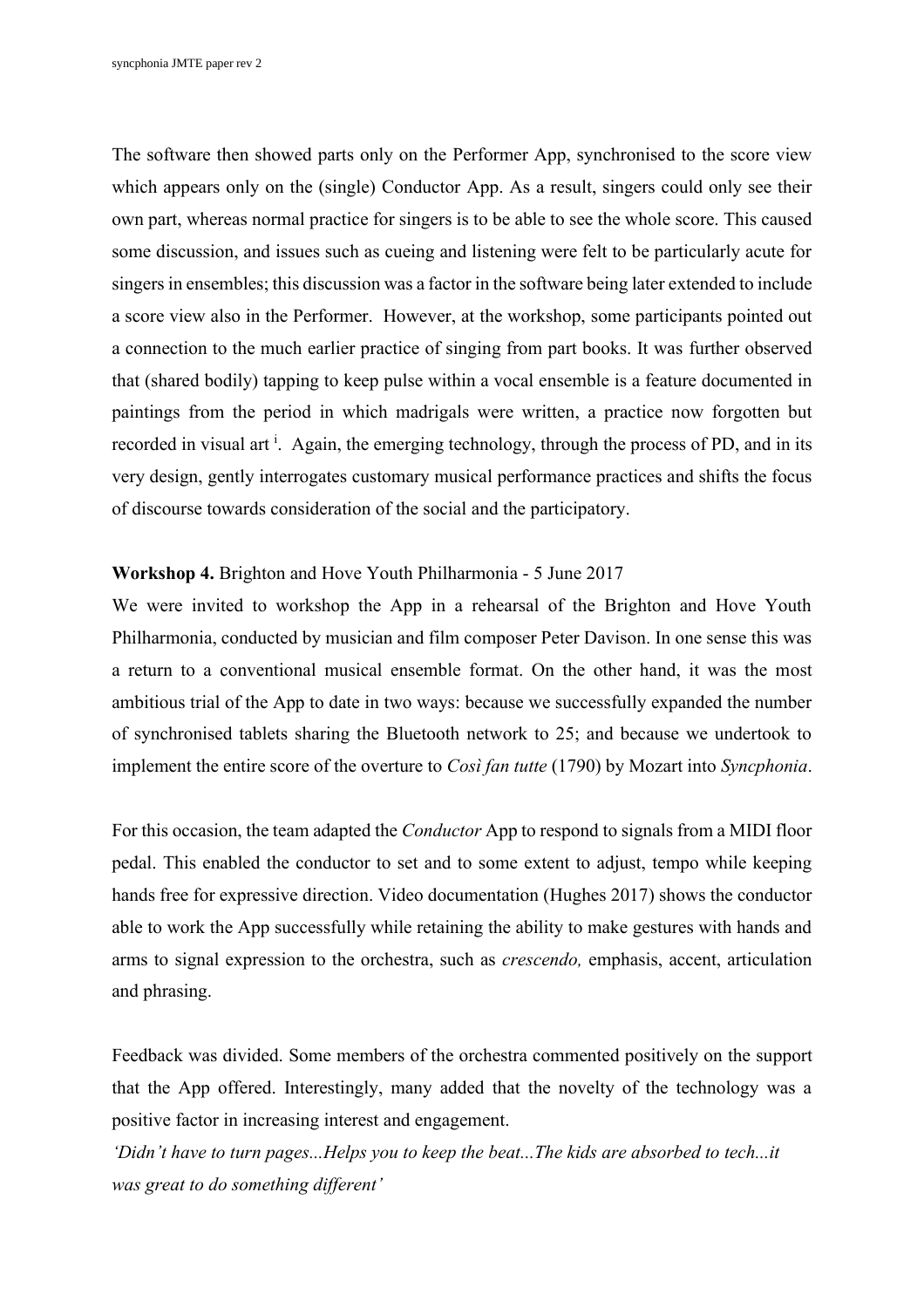The software then showed parts only on the Performer App, synchronised to the score view which appears only on the (single) Conductor App. As a result, singers could only see their own part, whereas normal practice for singers is to be able to see the whole score. This caused some discussion, and issues such as cueing and listening were felt to be particularly acute for singers in ensembles; this discussion was a factor in the software being later extended to include a score view also in the Performer. However, at the workshop, some participants pointed out a connection to the much earlier practice of singing from part books. It was further observed that (shared bodily) tapping to keep pulse within a vocal ensemble is a feature documented in paintings from the period in which madrigals were written, a practice now forgotten but recorded in visual art [i]. Again, the emerging technology, through the process of PD, and in its very design, gently interrogates customary musical performance practices and shifts the focus of discourse towards consideration of the social and the participatory.

**Workshop 4.** Brighton and Hove Youth Philharmonia - 5 June 2017

We were invited to workshop the App in a rehearsal of the Brighton and Hove Youth Philharmonia, conducted by musician and film composer Peter Davison. In one sense this was a return to a conventional musical ensemble format. On the other hand, it was the most ambitious trial of the App to date in two ways: because we successfully expanded the number of synchronised tablets sharing the Bluetooth network to 25; and because we undertook to implement the entire score of the overture to *Così fan tutte* (1790) by Mozart into *Syncphonia*.

For this occasion, the team adapted the *Conductor* App to respond to signals from a MIDI floor pedal. This enabled the conductor to set and to some extent to adjust, tempo while keeping hands free for expressive direction. Video documentation (Hughes 2017) shows the conductor able to work the App successfully while retaining the ability to make gestures with hands and arms to signal expression to the orchestra, such as *crescendo,* emphasis, accent, articulation and phrasing.

Feedback was divided. Some members of the orchestra commented positively on the support that the App offered. Interestingly, many added that the novelty of the technology was a positive factor in increasing interest and engagement.

*'Didn't have to turn pages...Helps you to keep the beat...The kids are absorbed to tech...it was great to do something different'*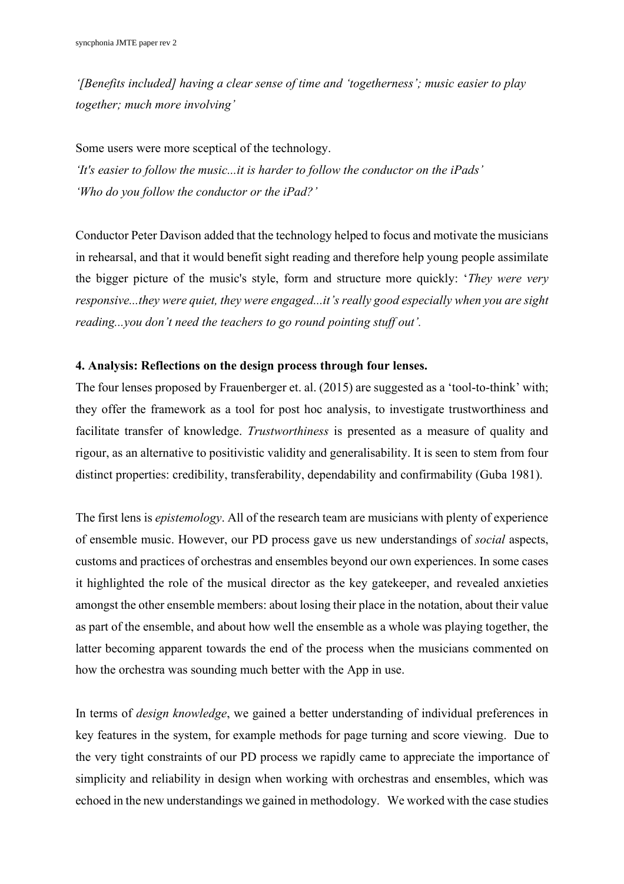*'[Benefits included] having a clear sense of time and 'togetherness'; music easier to play together; much more involving'*

Some users were more sceptical of the technology.
*'It's easier to follow the music...it is harder to follow the conductor on the iPads'*
*'Who do you follow the conductor or the iPad?'*

Conductor Peter Davison added that the technology helped to focus and motivate the musicians in rehearsal, and that it would benefit sight reading and therefore help young people assimilate the bigger picture of the music's style, form and structure more quickly: '*They were very responsive...they were quiet, they were engaged...it's really good especially when you are sight reading...you don't need the teachers to go round pointing stuff out'.*

**4. Analysis: Reflections on the design process through four lenses.**

The four lenses proposed by Frauenberger et. al. (2015) are suggested as a 'tool-to-think' with; they offer the framework as a tool for post hoc analysis, to investigate trustworthiness and facilitate transfer of knowledge. *Trustworthiness* is presented as a measure of quality and rigour, as an alternative to positivistic validity and generalisability. It is seen to stem from four distinct properties: credibility, transferability, dependability and confirmability (Guba 1981).

The first lens is *epistemology*. All of the research team are musicians with plenty of experience of ensemble music. However, our PD process gave us new understandings of *social* aspects, customs and practices of orchestras and ensembles beyond our own experiences. In some cases it highlighted the role of the musical director as the key gatekeeper, and revealed anxieties amongst the other ensemble members: about losing their place in the notation, about their value as part of the ensemble, and about how well the ensemble as a whole was playing together, the latter becoming apparent towards the end of the process when the musicians commented on how the orchestra was sounding much better with the App in use.

In terms of *design knowledge*, we gained a better understanding of individual preferences in key features in the system, for example methods for page turning and score viewing. Due to the very tight constraints of our PD process we rapidly came to appreciate the importance of simplicity and reliability in design when working with orchestras and ensembles, which was echoed in the new understandings we gained in methodology. We worked with the case studies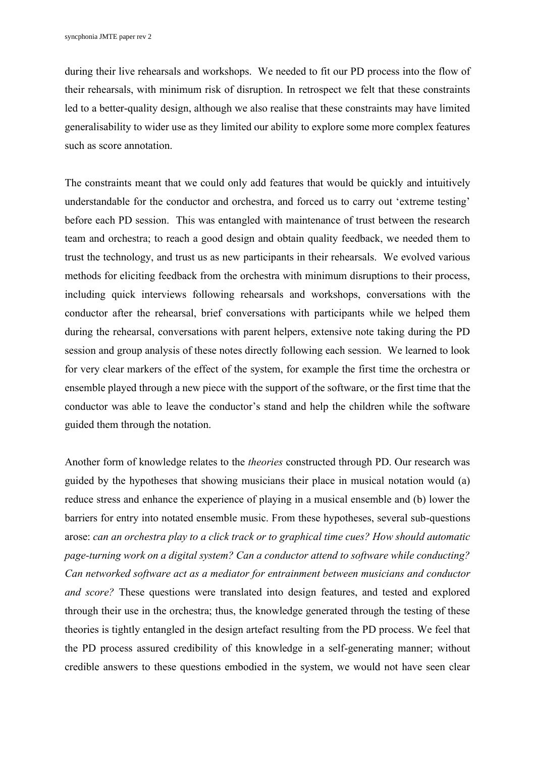during their live rehearsals and workshops. We needed to fit our PD process into the flow of their rehearsals, with minimum risk of disruption. In retrospect we felt that these constraints led to a better-quality design, although we also realise that these constraints may have limited generalisability to wider use as they limited our ability to explore some more complex features such as score annotation.

The constraints meant that we could only add features that would be quickly and intuitively understandable for the conductor and orchestra, and forced us to carry out 'extreme testing' before each PD session. This was entangled with maintenance of trust between the research team and orchestra; to reach a good design and obtain quality feedback, we needed them to trust the technology, and trust us as new participants in their rehearsals. We evolved various methods for eliciting feedback from the orchestra with minimum disruptions to their process, including quick interviews following rehearsals and workshops, conversations with the conductor after the rehearsal, brief conversations with participants while we helped them during the rehearsal, conversations with parent helpers, extensive note taking during the PD session and group analysis of these notes directly following each session. We learned to look for very clear markers of the effect of the system, for example the first time the orchestra or ensemble played through a new piece with the support of the software, or the first time that the conductor was able to leave the conductor's stand and help the children while the software guided them through the notation.

Another form of knowledge relates to the *theories* constructed through PD. Our research was guided by the hypotheses that showing musicians their place in musical notation would (a) reduce stress and enhance the experience of playing in a musical ensemble and (b) lower the barriers for entry into notated ensemble music. From these hypotheses, several sub-questions arose: *can an orchestra play to a click track or to graphical time cues? How should automatic page-turning work on a digital system? Can a conductor attend to software while conducting? Can networked software act as a mediator for entrainment between musicians and conductor and score?* These questions were translated into design features, and tested and explored through their use in the orchestra; thus, the knowledge generated through the testing of these theories is tightly entangled in the design artefact resulting from the PD process. We feel that the PD process assured credibility of this knowledge in a self-generating manner; without credible answers to these questions embodied in the system, we would not have seen clear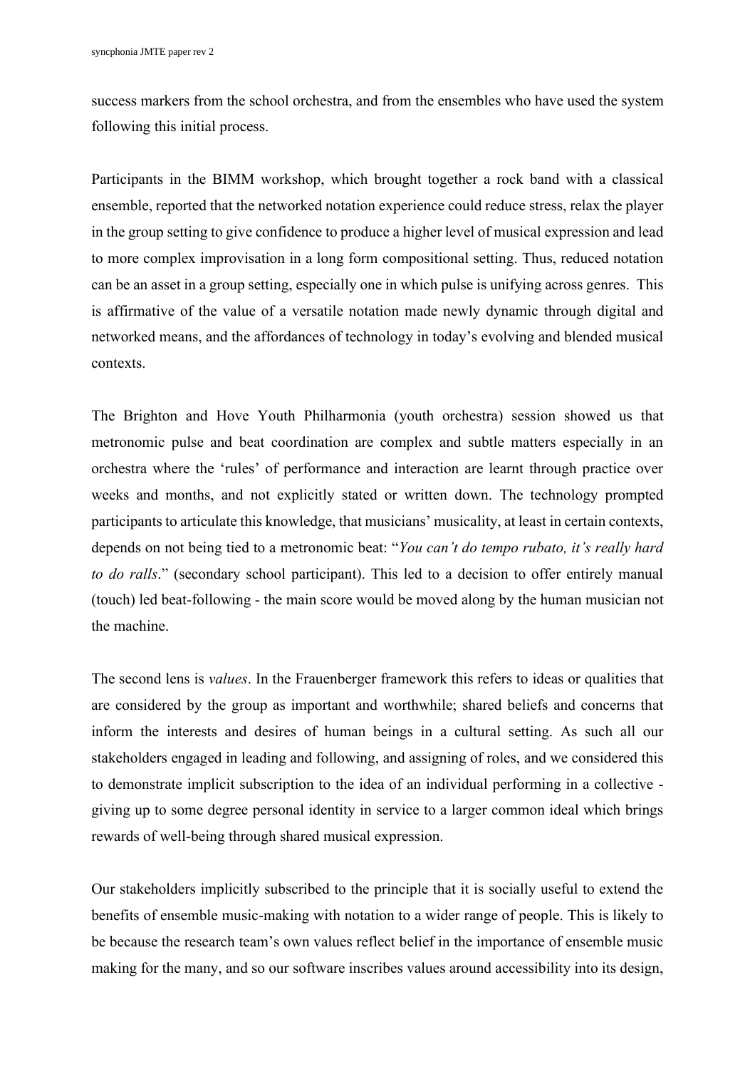success markers from the school orchestra, and from the ensembles who have used the system following this initial process.

Participants in the BIMM workshop, which brought together a rock band with a classical ensemble, reported that the networked notation experience could reduce stress, relax the player in the group setting to give confidence to produce a higher level of musical expression and lead to more complex improvisation in a long form compositional setting. Thus, reduced notation can be an asset in a group setting, especially one in which pulse is unifying across genres. This is affirmative of the value of a versatile notation made newly dynamic through digital and networked means, and the affordances of technology in today's evolving and blended musical contexts.

The Brighton and Hove Youth Philharmonia (youth orchestra) session showed us that metronomic pulse and beat coordination are complex and subtle matters especially in an orchestra where the 'rules' of performance and interaction are learnt through practice over weeks and months, and not explicitly stated or written down. The technology prompted participants to articulate this knowledge, that musicians' musicality, at least in certain contexts, depends on not being tied to a metronomic beat: "*You can't do tempo rubato, it's really hard to do ralls*." (secondary school participant). This led to a decision to offer entirely manual (touch) led beat-following - the main score would be moved along by the human musician not the machine.

The second lens is *values*. In the Frauenberger framework this refers to ideas or qualities that are considered by the group as important and worthwhile; shared beliefs and concerns that inform the interests and desires of human beings in a cultural setting. As such all our stakeholders engaged in leading and following, and assigning of roles, and we considered this to demonstrate implicit subscription to the idea of an individual performing in a collective - giving up to some degree personal identity in service to a larger common ideal which brings rewards of well-being through shared musical expression.

Our stakeholders implicitly subscribed to the principle that it is socially useful to extend the benefits of ensemble music-making with notation to a wider range of people. This is likely to be because the research team's own values reflect belief in the importance of ensemble music making for the many, and so our software inscribes values around accessibility into its design,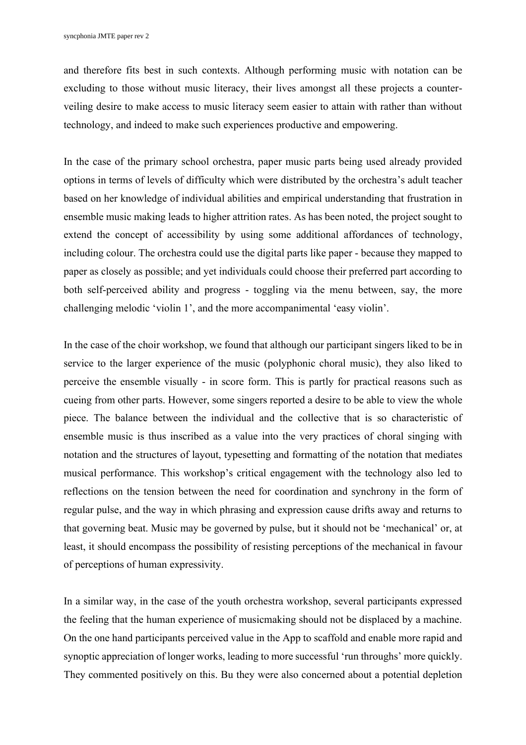and therefore fits best in such contexts. Although performing music with notation can be excluding to those without music literacy, their lives amongst all these projects a counter-veiling desire to make access to music literacy seem easier to attain with rather than without technology, and indeed to make such experiences productive and empowering.

In the case of the primary school orchestra, paper music parts being used already provided options in terms of levels of difficulty which were distributed by the orchestra's adult teacher based on her knowledge of individual abilities and empirical understanding that frustration in ensemble music making leads to higher attrition rates. As has been noted, the project sought to extend the concept of accessibility by using some additional affordances of technology, including colour. The orchestra could use the digital parts like paper - because they mapped to paper as closely as possible; and yet individuals could choose their preferred part according to both self-perceived ability and progress - toggling via the menu between, say, the more challenging melodic 'violin 1', and the more accompanimental 'easy violin'.

In the case of the choir workshop, we found that although our participant singers liked to be in service to the larger experience of the music (polyphonic choral music), they also liked to perceive the ensemble visually - in score form. This is partly for practical reasons such as cueing from other parts. However, some singers reported a desire to be able to view the whole piece. The balance between the individual and the collective that is so characteristic of ensemble music is thus inscribed as a value into the very practices of choral singing with notation and the structures of layout, typesetting and formatting of the notation that mediates musical performance. This workshop's critical engagement with the technology also led to reflections on the tension between the need for coordination and synchrony in the form of regular pulse, and the way in which phrasing and expression cause drifts away and returns to that governing beat. Music may be governed by pulse, but it should not be 'mechanical' or, at least, it should encompass the possibility of resisting perceptions of the mechanical in favour of perceptions of human expressivity.

In a similar way, in the case of the youth orchestra workshop, several participants expressed the feeling that the human experience of musicmaking should not be displaced by a machine. On the one hand participants perceived value in the App to scaffold and enable more rapid and synoptic appreciation of longer works, leading to more successful 'run throughs' more quickly. They commented positively on this. Bu they were also concerned about a potential depletion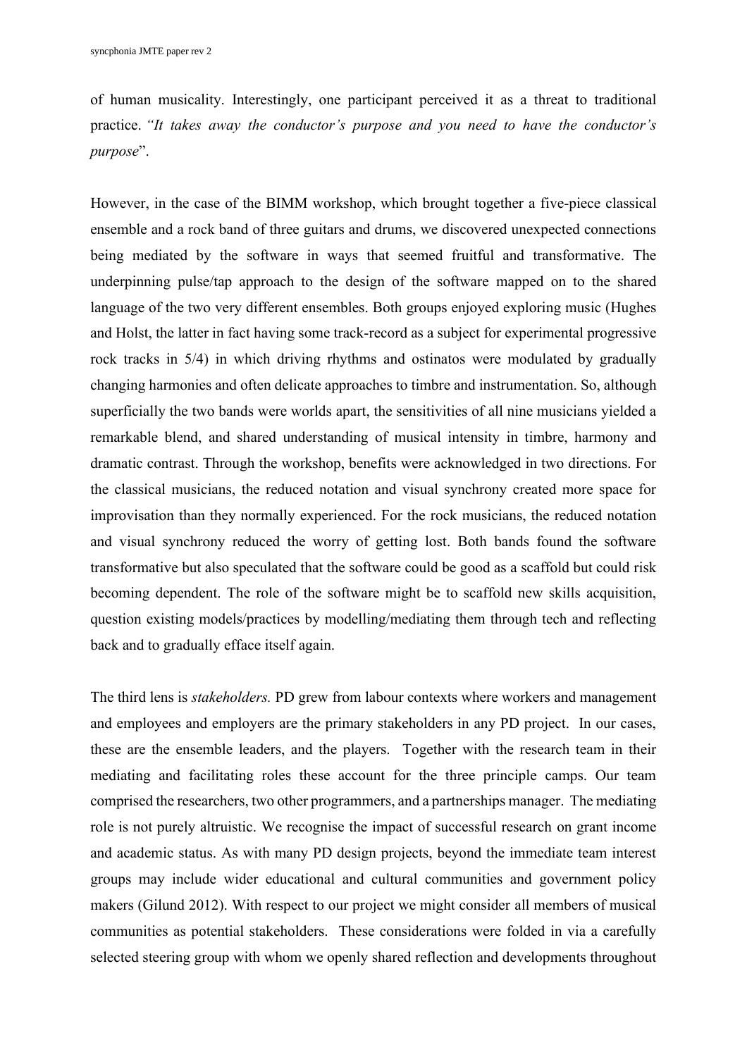of human musicality. Interestingly, one participant perceived it as a threat to traditional practice. *"It takes away the conductor's purpose and you need to have the conductor's purpose*".

However, in the case of the BIMM workshop, which brought together a five-piece classical ensemble and a rock band of three guitars and drums, we discovered unexpected connections being mediated by the software in ways that seemed fruitful and transformative. The underpinning pulse/tap approach to the design of the software mapped on to the shared language of the two very different ensembles. Both groups enjoyed exploring music (Hughes and Holst, the latter in fact having some track-record as a subject for experimental progressive rock tracks in 5/4) in which driving rhythms and ostinatos were modulated by gradually changing harmonies and often delicate approaches to timbre and instrumentation. So, although superficially the two bands were worlds apart, the sensitivities of all nine musicians yielded a remarkable blend, and shared understanding of musical intensity in timbre, harmony and dramatic contrast. Through the workshop, benefits were acknowledged in two directions. For the classical musicians, the reduced notation and visual synchrony created more space for improvisation than they normally experienced. For the rock musicians, the reduced notation and visual synchrony reduced the worry of getting lost. Both bands found the software transformative but also speculated that the software could be good as a scaffold but could risk becoming dependent. The role of the software might be to scaffold new skills acquisition, question existing models/practices by modelling/mediating them through tech and reflecting back and to gradually efface itself again.

The third lens is *stakeholders.* PD grew from labour contexts where workers and management and employees and employers are the primary stakeholders in any PD project. In our cases, these are the ensemble leaders, and the players. Together with the research team in their mediating and facilitating roles these account for the three principle camps. Our team comprised the researchers, two other programmers, and a partnerships manager. The mediating role is not purely altruistic. We recognise the impact of successful research on grant income and academic status. As with many PD design projects, beyond the immediate team interest groups may include wider educational and cultural communities and government policy makers (Gilund 2012). With respect to our project we might consider all members of musical communities as potential stakeholders. These considerations were folded in via a carefully selected steering group with whom we openly shared reflection and developments throughout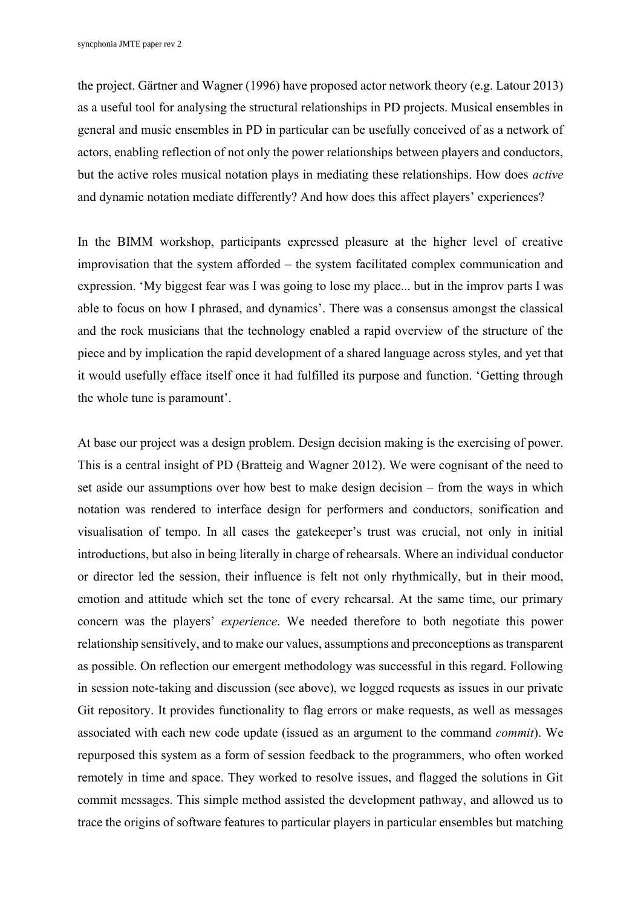the project. Gärtner and Wagner (1996) have proposed actor network theory (e.g. Latour 2013) as a useful tool for analysing the structural relationships in PD projects. Musical ensembles in general and music ensembles in PD in particular can be usefully conceived of as a network of actors, enabling reflection of not only the power relationships between players and conductors, but the active roles musical notation plays in mediating these relationships. How does *active* and dynamic notation mediate differently? And how does this affect players' experiences?

In the BIMM workshop, participants expressed pleasure at the higher level of creative improvisation that the system afforded – the system facilitated complex communication and expression. 'My biggest fear was I was going to lose my place... but in the improv parts I was able to focus on how I phrased, and dynamics'. There was a consensus amongst the classical and the rock musicians that the technology enabled a rapid overview of the structure of the piece and by implication the rapid development of a shared language across styles, and yet that it would usefully efface itself once it had fulfilled its purpose and function. 'Getting through the whole tune is paramount'.

At base our project was a design problem. Design decision making is the exercising of power. This is a central insight of PD (Bratteig and Wagner 2012). We were cognisant of the need to set aside our assumptions over how best to make design decision – from the ways in which notation was rendered to interface design for performers and conductors, sonification and visualisation of tempo. In all cases the gatekeeper's trust was crucial, not only in initial introductions, but also in being literally in charge of rehearsals. Where an individual conductor or director led the session, their influence is felt not only rhythmically, but in their mood, emotion and attitude which set the tone of every rehearsal. At the same time, our primary concern was the players' *experience*. We needed therefore to both negotiate this power relationship sensitively, and to make our values, assumptions and preconceptions as transparent as possible. On reflection our emergent methodology was successful in this regard. Following in session note-taking and discussion (see above), we logged requests as issues in our private Git repository. It provides functionality to flag errors or make requests, as well as messages associated with each new code update (issued as an argument to the command *commit*). We repurposed this system as a form of session feedback to the programmers, who often worked remotely in time and space. They worked to resolve issues, and flagged the solutions in Git commit messages. This simple method assisted the development pathway, and allowed us to trace the origins of software features to particular players in particular ensembles but matching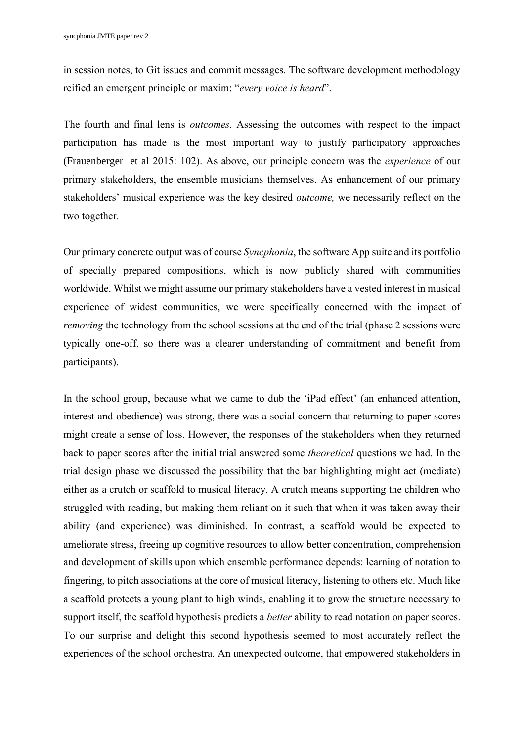in session notes, to Git issues and commit messages. The software development methodology reified an emergent principle or maxim: "*every voice is heard*".

The fourth and final lens is *outcomes.* Assessing the outcomes with respect to the impact participation has made is the most important way to justify participatory approaches (Frauenberger et al 2015: 102). As above, our principle concern was the *experience* of our primary stakeholders, the ensemble musicians themselves. As enhancement of our primary stakeholders' musical experience was the key desired *outcome,* we necessarily reflect on the two together.

Our primary concrete output was of course *Syncphonia*, the software App suite and its portfolio of specially prepared compositions, which is now publicly shared with communities worldwide. Whilst we might assume our primary stakeholders have a vested interest in musical experience of widest communities, we were specifically concerned with the impact of *removing* the technology from the school sessions at the end of the trial (phase 2 sessions were typically one-off, so there was a clearer understanding of commitment and benefit from participants).

In the school group, because what we came to dub the 'iPad effect' (an enhanced attention, interest and obedience) was strong, there was a social concern that returning to paper scores might create a sense of loss. However, the responses of the stakeholders when they returned back to paper scores after the initial trial answered some *theoretical* questions we had. In the trial design phase we discussed the possibility that the bar highlighting might act (mediate) either as a crutch or scaffold to musical literacy. A crutch means supporting the children who struggled with reading, but making them reliant on it such that when it was taken away their ability (and experience) was diminished. In contrast, a scaffold would be expected to ameliorate stress, freeing up cognitive resources to allow better concentration, comprehension and development of skills upon which ensemble performance depends: learning of notation to fingering, to pitch associations at the core of musical literacy, listening to others etc. Much like a scaffold protects a young plant to high winds, enabling it to grow the structure necessary to support itself, the scaffold hypothesis predicts a *better* ability to read notation on paper scores. To our surprise and delight this second hypothesis seemed to most accurately reflect the experiences of the school orchestra. An unexpected outcome, that empowered stakeholders in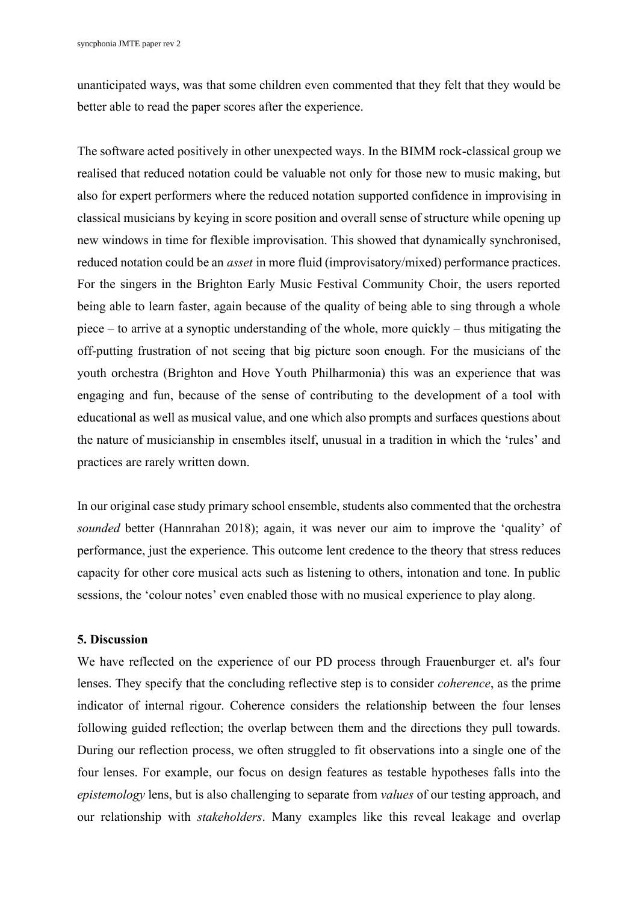unanticipated ways, was that some children even commented that they felt that they would be better able to read the paper scores after the experience.

The software acted positively in other unexpected ways. In the BIMM rock-classical group we realised that reduced notation could be valuable not only for those new to music making, but also for expert performers where the reduced notation supported confidence in improvising in classical musicians by keying in score position and overall sense of structure while opening up new windows in time for flexible improvisation. This showed that dynamically synchronised, reduced notation could be an *asset* in more fluid (improvisatory/mixed) performance practices. For the singers in the Brighton Early Music Festival Community Choir, the users reported being able to learn faster, again because of the quality of being able to sing through a whole piece – to arrive at a synoptic understanding of the whole, more quickly – thus mitigating the off-putting frustration of not seeing that big picture soon enough. For the musicians of the youth orchestra (Brighton and Hove Youth Philharmonia) this was an experience that was engaging and fun, because of the sense of contributing to the development of a tool with educational as well as musical value, and one which also prompts and surfaces questions about the nature of musicianship in ensembles itself, unusual in a tradition in which the 'rules' and practices are rarely written down.

In our original case study primary school ensemble, students also commented that the orchestra *sounded* better (Hannrahan 2018); again, it was never our aim to improve the 'quality' of performance, just the experience. This outcome lent credence to the theory that stress reduces capacity for other core musical acts such as listening to others, intonation and tone. In public sessions, the 'colour notes' even enabled those with no musical experience to play along.

## 5. Discussion

We have reflected on the experience of our PD process through Frauenburger et. al's four lenses. They specify that the concluding reflective step is to consider *coherence*, as the prime indicator of internal rigour. Coherence considers the relationship between the four lenses following guided reflection; the overlap between them and the directions they pull towards. During our reflection process, we often struggled to fit observations into a single one of the four lenses. For example, our focus on design features as testable hypotheses falls into the *epistemology* lens, but is also challenging to separate from *values* of our testing approach, and our relationship with *stakeholders*. Many examples like this reveal leakage and overlap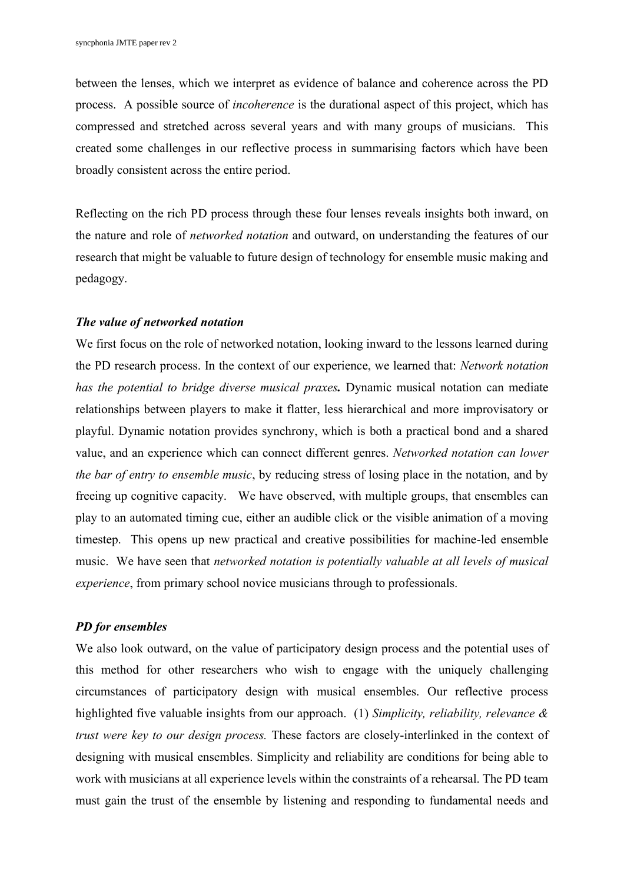between the lenses, which we interpret as evidence of balance and coherence across the PD process. A possible source of *incoherence* is the durational aspect of this project, which has compressed and stretched across several years and with many groups of musicians. This created some challenges in our reflective process in summarising factors which have been broadly consistent across the entire period.

Reflecting on the rich PD process through these four lenses reveals insights both inward, on the nature and role of *networked notation* and outward, on understanding the features of our research that might be valuable to future design of technology for ensemble music making and pedagogy.

### *The value of networked notation*

We first focus on the role of networked notation, looking inward to the lessons learned during the PD research process. In the context of our experience, we learned that: *Network notation has the potential to bridge diverse musical praxes.* Dynamic musical notation can mediate relationships between players to make it flatter, less hierarchical and more improvisatory or playful. Dynamic notation provides synchrony, which is both a practical bond and a shared value, and an experience which can connect different genres. *Networked notation can lower the bar of entry to ensemble music*, by reducing stress of losing place in the notation, and by freeing up cognitive capacity. We have observed, with multiple groups, that ensembles can play to an automated timing cue, either an audible click or the visible animation of a moving timestep. This opens up new practical and creative possibilities for machine-led ensemble music. We have seen that *networked notation is potentially valuable at all levels of musical experience*, from primary school novice musicians through to professionals.

### *PD for ensembles*

We also look outward, on the value of participatory design process and the potential uses of this method for other researchers who wish to engage with the uniquely challenging circumstances of participatory design with musical ensembles. Our reflective process highlighted five valuable insights from our approach. (1) *Simplicity, reliability, relevance & trust were key to our design process.* These factors are closely-interlinked in the context of designing with musical ensembles. Simplicity and reliability are conditions for being able to work with musicians at all experience levels within the constraints of a rehearsal. The PD team must gain the trust of the ensemble by listening and responding to fundamental needs and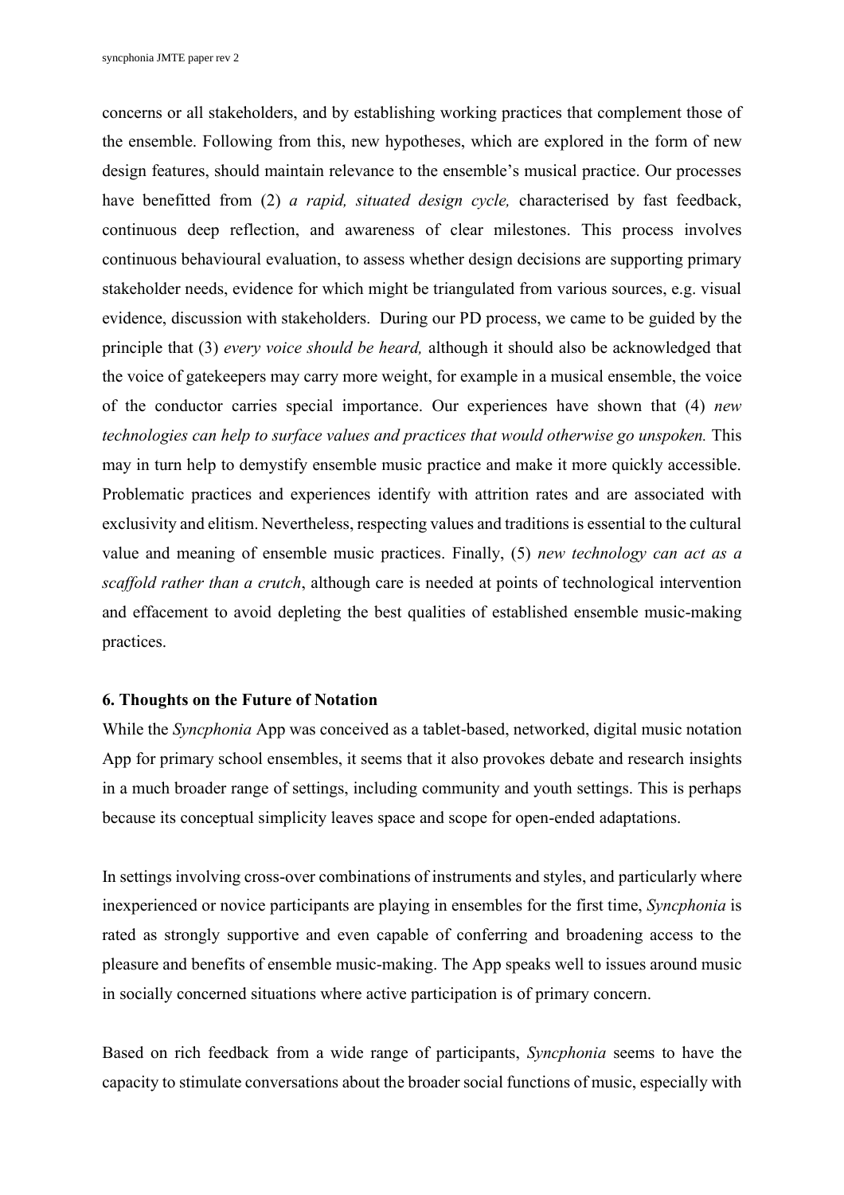concerns or all stakeholders, and by establishing working practices that complement those of the ensemble. Following from this, new hypotheses, which are explored in the form of new design features, should maintain relevance to the ensemble's musical practice. Our processes have benefitted from (2) *a rapid, situated design cycle,* characterised by fast feedback, continuous deep reflection, and awareness of clear milestones. This process involves continuous behavioural evaluation, to assess whether design decisions are supporting primary stakeholder needs, evidence for which might be triangulated from various sources, e.g. visual evidence, discussion with stakeholders. During our PD process, we came to be guided by the principle that (3) *every voice should be heard,* although it should also be acknowledged that the voice of gatekeepers may carry more weight, for example in a musical ensemble, the voice of the conductor carries special importance. Our experiences have shown that (4) *new technologies can help to surface values and practices that would otherwise go unspoken.* This may in turn help to demystify ensemble music practice and make it more quickly accessible. Problematic practices and experiences identify with attrition rates and are associated with exclusivity and elitism. Nevertheless, respecting values and traditions is essential to the cultural value and meaning of ensemble music practices. Finally, (5) *new technology can act as a scaffold rather than a crutch*, although care is needed at points of technological intervention and effacement to avoid depleting the best qualities of established ensemble music-making practices.

### 6. Thoughts on the Future of Notation

While the *Syncphonia* App was conceived as a tablet-based, networked, digital music notation App for primary school ensembles, it seems that it also provokes debate and research insights in a much broader range of settings, including community and youth settings. This is perhaps because its conceptual simplicity leaves space and scope for open-ended adaptations.

In settings involving cross-over combinations of instruments and styles, and particularly where inexperienced or novice participants are playing in ensembles for the first time, *Syncphonia* is rated as strongly supportive and even capable of conferring and broadening access to the pleasure and benefits of ensemble music-making. The App speaks well to issues around music in socially concerned situations where active participation is of primary concern.

Based on rich feedback from a wide range of participants, *Syncphonia* seems to have the capacity to stimulate conversations about the broader social functions of music, especially with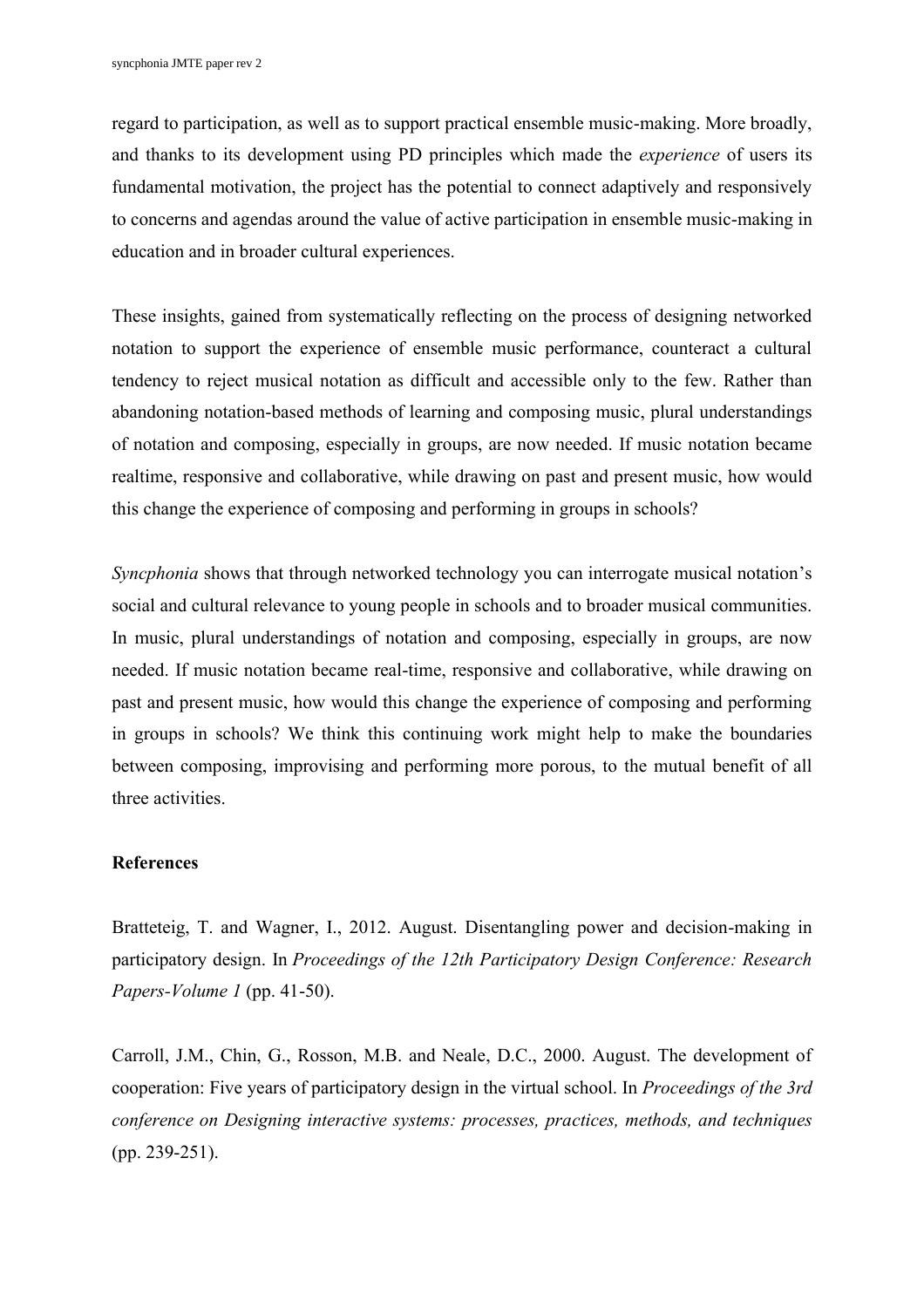regard to participation, as well as to support practical ensemble music-making. More broadly, and thanks to its development using PD principles which made the *experience* of users its fundamental motivation, the project has the potential to connect adaptively and responsively to concerns and agendas around the value of active participation in ensemble music-making in education and in broader cultural experiences.

These insights, gained from systematically reflecting on the process of designing networked notation to support the experience of ensemble music performance, counteract a cultural tendency to reject musical notation as difficult and accessible only to the few. Rather than abandoning notation-based methods of learning and composing music, plural understandings of notation and composing, especially in groups, are now needed. If music notation became realtime, responsive and collaborative, while drawing on past and present music, how would this change the experience of composing and performing in groups in schools?

*Syncphonia* shows that through networked technology you can interrogate musical notation's social and cultural relevance to young people in schools and to broader musical communities. In music, plural understandings of notation and composing, especially in groups, are now needed. If music notation became real-time, responsive and collaborative, while drawing on past and present music, how would this change the experience of composing and performing in groups in schools? We think this continuing work might help to make the boundaries between composing, improvising and performing more porous, to the mutual benefit of all three activities.

**References**

Bratteteig, T. and Wagner, I., 2012. August. Disentangling power and decision-making in participatory design. In *Proceedings of the 12th Participatory Design Conference: Research Papers-Volume 1* (pp. 41-50).

Carroll, J.M., Chin, G., Rosson, M.B. and Neale, D.C., 2000. August. The development of cooperation: Five years of participatory design in the virtual school. In *Proceedings of the 3rd conference on Designing interactive systems: processes, practices, methods, and techniques* (pp. 239-251).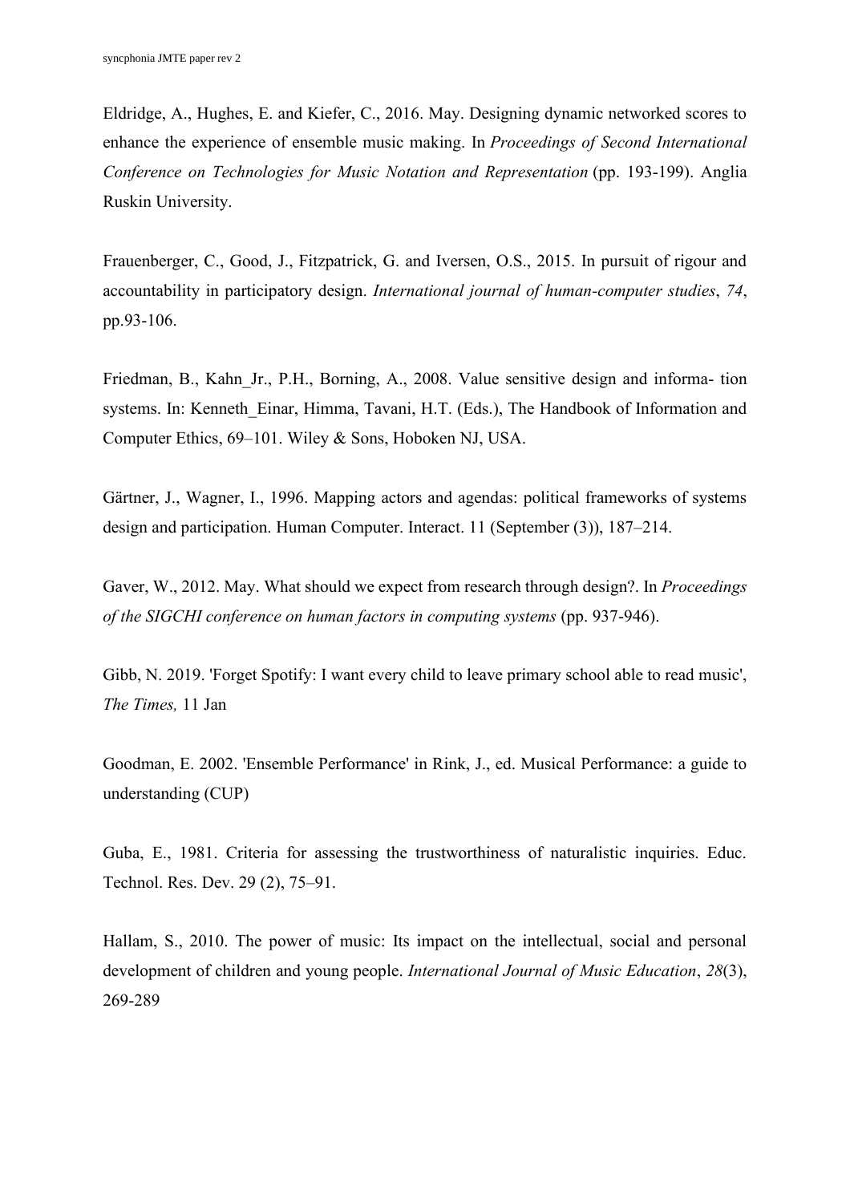Eldridge, A., Hughes, E. and Kiefer, C., 2016. May. Designing dynamic networked scores to enhance the experience of ensemble music making. In *Proceedings of Second International Conference on Technologies for Music Notation and Representation* (pp. 193-199). Anglia Ruskin University.

Frauenberger, C., Good, J., Fitzpatrick, G. and Iversen, O.S., 2015. In pursuit of rigour and accountability in participatory design. *International journal of human-computer studies*, *74*, pp.93-106.

Friedman, B., Kahn_Jr., P.H., Borning, A., 2008. Value sensitive design and informa- tion systems. In: Kenneth_Einar, Himma, Tavani, H.T. (Eds.), The Handbook of Information and Computer Ethics, 69–101. Wiley & Sons, Hoboken NJ, USA.

Gärtner, J., Wagner, I., 1996. Mapping actors and agendas: political frameworks of systems design and participation. Human Computer. Interact. 11 (September (3)), 187–214.

Gaver, W., 2012. May. What should we expect from research through design?. In *Proceedings of the SIGCHI conference on human factors in computing systems* (pp. 937-946).

Gibb, N. 2019. 'Forget Spotify: I want every child to leave primary school able to read music', *The Times,* 11 Jan

Goodman, E. 2002. 'Ensemble Performance' in Rink, J., ed. Musical Performance: a guide to understanding (CUP)

Guba, E., 1981. Criteria for assessing the trustworthiness of naturalistic inquiries. Educ. Technol. Res. Dev. 29 (2), 75–91.

Hallam, S., 2010. The power of music: Its impact on the intellectual, social and personal development of children and young people. *International Journal of Music Education*, *28*(3), 269-289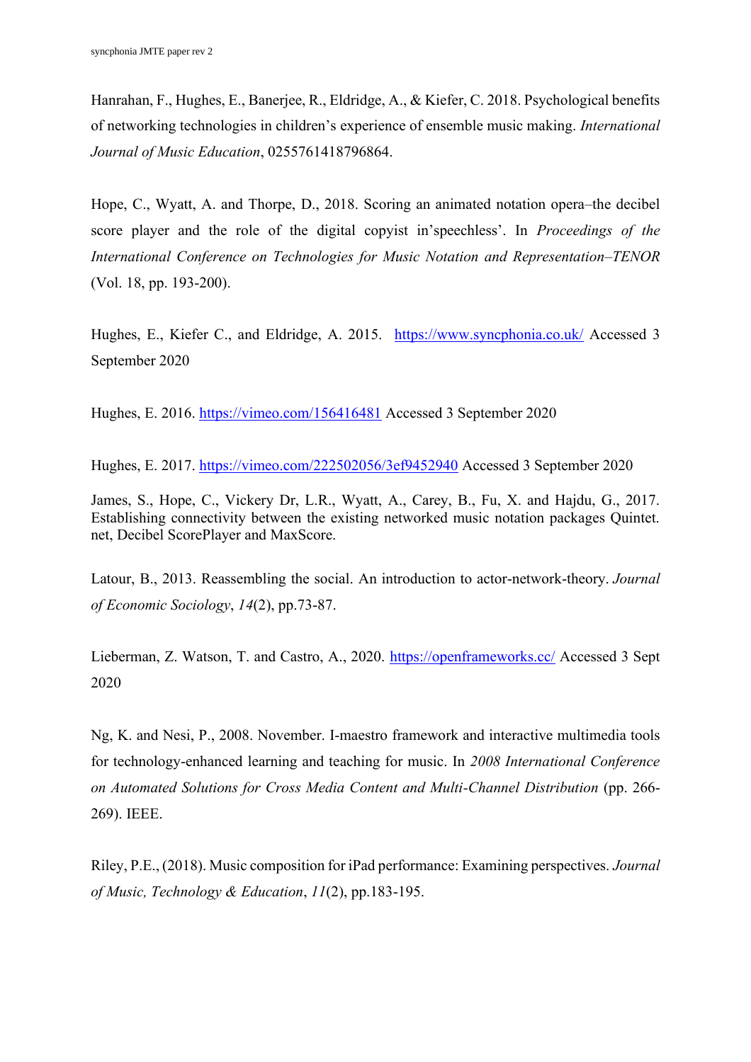Hanrahan, F., Hughes, E., Banerjee, R., Eldridge, A., & Kiefer, C. 2018. Psychological benefits of networking technologies in children's experience of ensemble music making. *International Journal of Music Education*, 0255761418796864.

Hope, C., Wyatt, A. and Thorpe, D., 2018. Scoring an animated notation opera–the decibel score player and the role of the digital copyist in'speechless'. In *Proceedings of the International Conference on Technologies for Music Notation and Representation–TENOR* (Vol. 18, pp. 193-200).

Hughes, E., Kiefer C., and Eldridge, A. 2015. https://www.syncphonia.co.uk/ Accessed 3 September 2020

Hughes, E. 2016. https://vimeo.com/156416481 Accessed 3 September 2020

Hughes, E. 2017. https://vimeo.com/222502056/3ef9452940 Accessed 3 September 2020

James, S., Hope, C., Vickery Dr, L.R., Wyatt, A., Carey, B., Fu, X. and Hajdu, G., 2017. Establishing connectivity between the existing networked music notation packages Quintet. net, Decibel ScorePlayer and MaxScore.

Latour, B., 2013. Reassembling the social. An introduction to actor-network-theory. *Journal of Economic Sociology*, *14*(2), pp.73-87.

Lieberman, Z. Watson, T. and Castro, A., 2020. https://openframeworks.cc/ Accessed 3 Sept 2020

Ng, K. and Nesi, P., 2008. November. I-maestro framework and interactive multimedia tools for technology-enhanced learning and teaching for music. In *2008 International Conference on Automated Solutions for Cross Media Content and Multi-Channel Distribution* (pp. 266-269). IEEE.

Riley, P.E., (2018). Music composition for iPad performance: Examining perspectives. *Journal of Music, Technology & Education*, *11*(2), pp.183-195.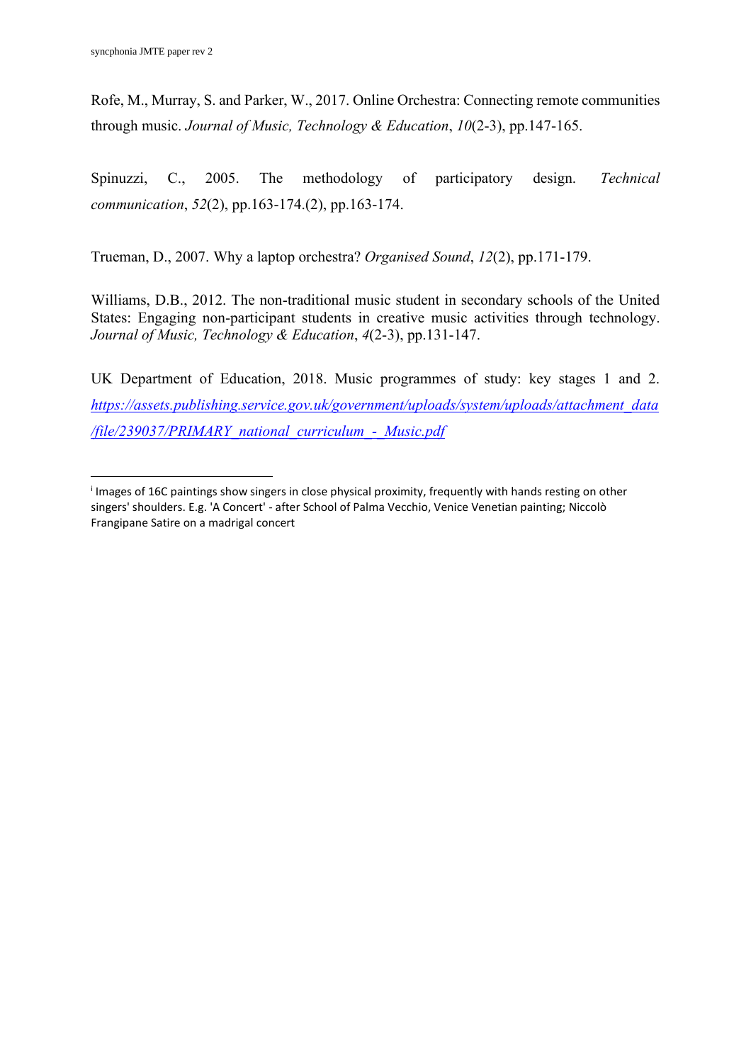Rofe, M., Murray, S. and Parker, W., 2017. Online Orchestra: Connecting remote communities through music. *Journal of Music, Technology & Education*, *10*(2-3), pp.147-165.

Spinuzzi, C., 2005. The methodology of participatory design. *Technical communication*, *52*(2), pp.163-174.(2), pp.163-174.

Trueman, D., 2007. Why a laptop orchestra? *Organised Sound*, *12*(2), pp.171-179.

Williams, D.B., 2012. The non-traditional music student in secondary schools of the United States: Engaging non-participant students in creative music activities through technology. *Journal of Music, Technology & Education*, *4*(2-3), pp.131-147.

UK Department of Education, 2018. Music programmes of study: key stages 1 and 2. https://assets.publishing.service.gov.uk/government/uploads/system/uploads/attachment_data/file/239037/PRIMARY_national_curriculum_-_Music.pdf

---

[i] Images of 16C paintings show singers in close physical proximity, frequently with hands resting on other singers' shoulders. E.g. 'A Concert' - after School of Palma Vecchio, Venice Venetian painting; Niccolò Frangipane Satire on a madrigal concert